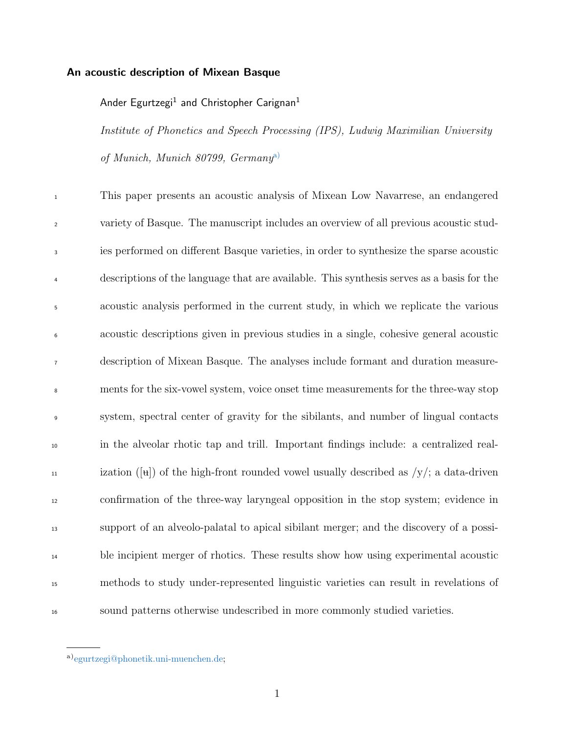# An acoustic description of Mixean Basque

Ander Egurtzegi[1] and Christopher Carignan[1]

*Institute of Phonetics and Speech Processing (IPS), Ludwig Maximilian University of Munich, Munich 80799, Germany*[a)]

This paper presents an acoustic analysis of Mixean Low Navarrese, an endangered variety of Basque. The manuscript includes an overview of all previous acoustic studies performed on different Basque varieties, in order to synthesize the sparse acoustic descriptions of the language that are available. This synthesis serves as a basis for the acoustic analysis performed in the current study, in which we replicate the various acoustic descriptions given in previous studies in a single, cohesive general acoustic description of Mixean Basque. The analyses include formant and duration measurements for the six-vowel system, voice onset time measurements for the three-way stop system, spectral center of gravity for the sibilants, and number of lingual contacts in the alveolar rhotic tap and trill. Important findings include: a centralized realization ([ʉ]) of the high-front rounded vowel usually described as /y/; a data-driven confirmation of the three-way laryngeal opposition in the stop system; evidence in support of an alveolo-palatal to apical sibilant merger; and the discovery of a possible incipient merger of rhotics. These results show how using experimental acoustic methods to study under-represented linguistic varieties can result in revelations of sound patterns otherwise undescribed in more commonly studied varieties.

---

[a)] egurtzegi@phonetik.uni-muenchen.de;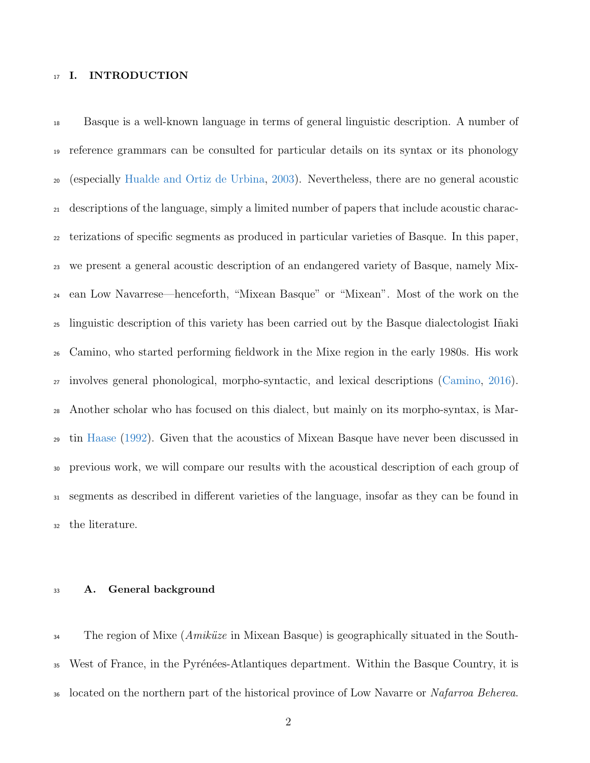# I. INTRODUCTION

Basque is a well-known language in terms of general linguistic description. A number of reference grammars can be consulted for particular details on its syntax or its phonology (especially Hualde and Ortiz de Urbina, 2003). Nevertheless, there are no general acoustic descriptions of the language, simply a limited number of papers that include acoustic characterizations of specific segments as produced in particular varieties of Basque. In this paper, we present a general acoustic description of an endangered variety of Basque, namely Mixean Low Navarrese—henceforth, "Mixean Basque" or "Mixean". Most of the work on the linguistic description of this variety has been carried out by the Basque dialectologist Iñaki Camino, who started performing fieldwork in the Mixe region in the early 1980s. His work involves general phonological, morpho-syntactic, and lexical descriptions (Camino, 2016). Another scholar who has focused on this dialect, but mainly on its morpho-syntax, is Martin Haase (1992). Given that the acoustics of Mixean Basque have never been discussed in previous work, we will compare our results with the acoustical description of each group of segments as described in different varieties of the language, insofar as they can be found in the literature.

## A. General background

The region of Mixe (*Amiküze* in Mixean Basque) is geographically situated in the South-West of France, in the Pyrénées-Atlantiques department. Within the Basque Country, it is located on the northern part of the historical province of Low Navarre or *Nafarroa Beherea*.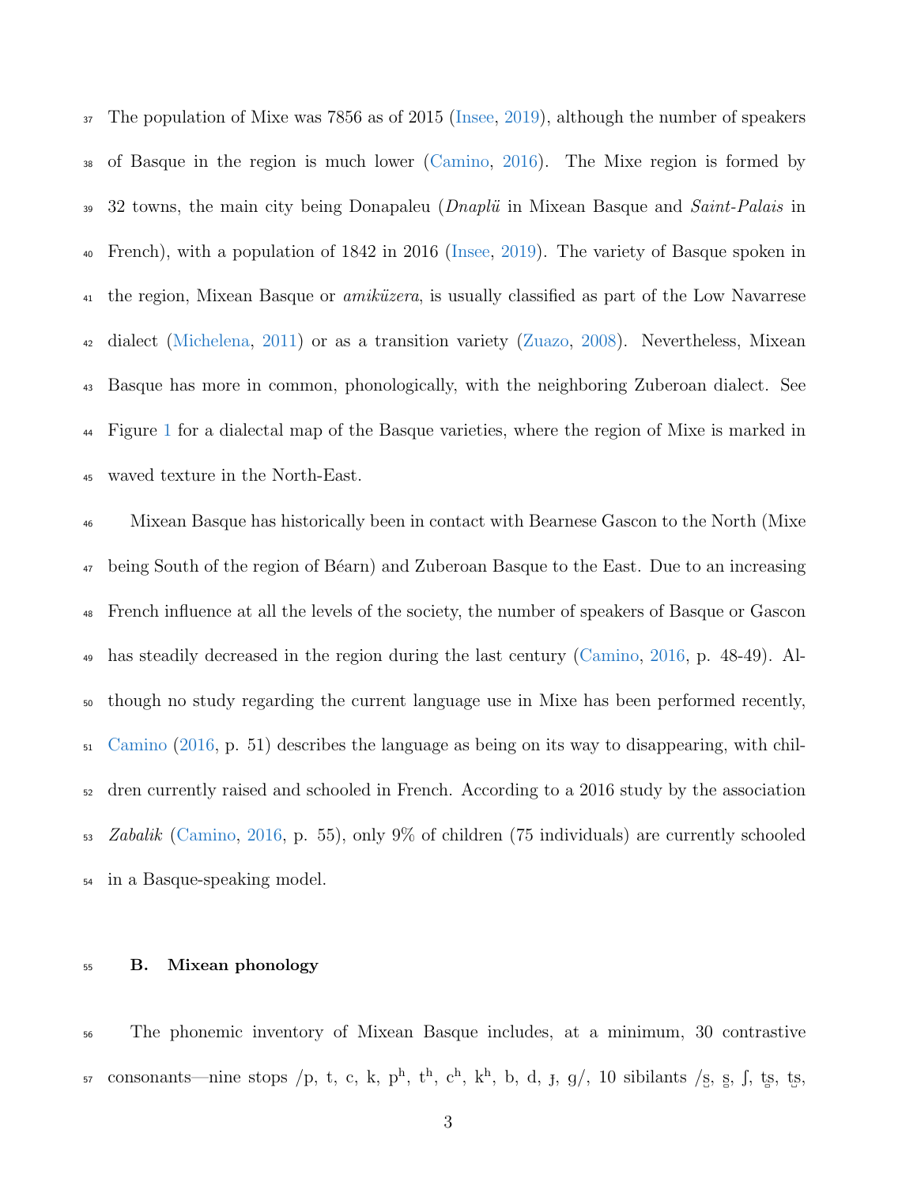The population of Mixe was 7856 as of 2015 (Insee, 2019), although the number of speakers of Basque in the region is much lower (Camino, 2016). The Mixe region is formed by 32 towns, the main city being Donapaleu (*Dnaplü* in Mixean Basque and *Saint-Palais* in French), with a population of 1842 in 2016 (Insee, 2019). The variety of Basque spoken in the region, Mixean Basque or *amiküzera*, is usually classified as part of the Low Navarrese dialect (Michelena, 2011) or as a transition variety (Zuazo, 2008). Nevertheless, Mixean Basque has more in common, phonologically, with the neighboring Zuberoan dialect. See Figure 1 for a dialectal map of the Basque varieties, where the region of Mixe is marked in waved texture in the North-East.

Mixean Basque has historically been in contact with Bearnese Gascon to the North (Mixe being South of the region of Béarn) and Zuberoan Basque to the East. Due to an increasing French influence at all the levels of the society, the number of speakers of Basque or Gascon has steadily decreased in the region during the last century (Camino, 2016, p. 48-49). Although no study regarding the current language use in Mixe has been performed recently, Camino (2016, p. 51) describes the language as being on its way to disappearing, with children currently raised and schooled in French. According to a 2016 study by the association *Zabalik* (Camino, 2016, p. 55), only 9% of children (75 individuals) are currently schooled in a Basque-speaking model.

## B. Mixean phonology

The phonemic inventory of Mixean Basque includes, at a minimum, 30 contrastive consonants—nine stops /p, t, c, k, pʰ, tʰ, cʰ, kʰ, b, d, ɟ, ɡ/, 10 sibilants /s̺, s̻, ʃ, t͡s̻, t͡s̺,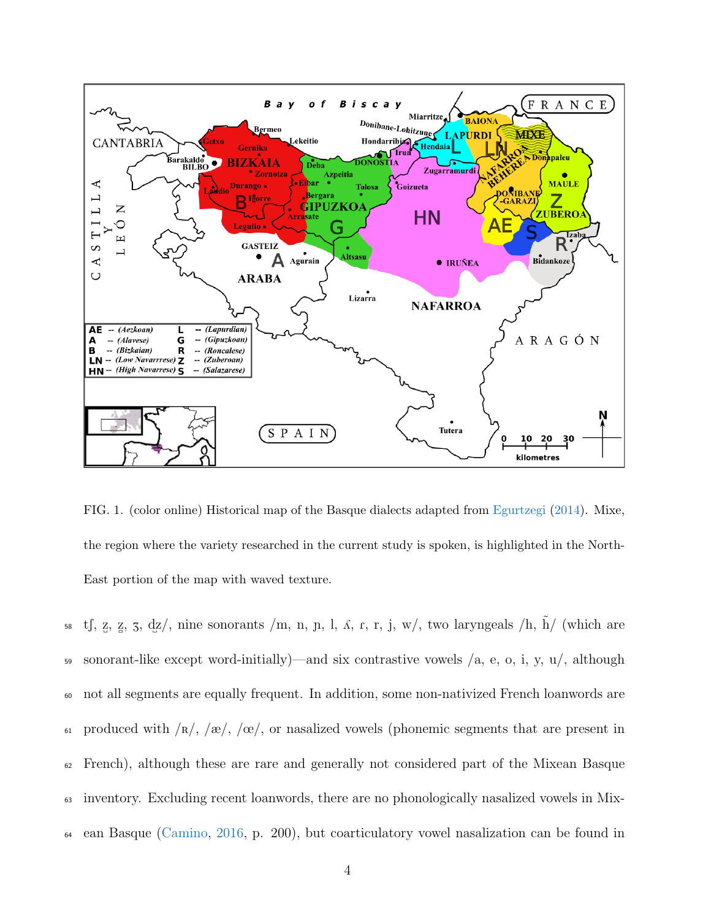FIG. 1. (color online) Historical map of the Basque dialects adapted from Egurtzegi (2014). Mixe, the region where the variety researched in the current study is spoken, is highlighted in the North-East portion of the map with waved texture.

tʃ, z̺, z̻, ʒ, d̺z/, nine sonorants /m, n, ɲ, l, ʎ, ɾ, r, j, w/, two laryngeals /h, h̃/ (which are sonorant-like except word-initially)—and six contrastive vowels /a, e, o, i, y, u/, although not all segments are equally frequent. In addition, some non-nativized French loanwords are produced with /ʁ/, /æ/, /œ/, or nasalized vowels (phonemic segments that are present in French), although these are rare and generally not considered part of the Mixean Basque inventory. Excluding recent loanwords, there are no phonologically nasalized vowels in Mixean Basque (Camino, 2016, p. 200), but coarticulatory vowel nasalization can be found in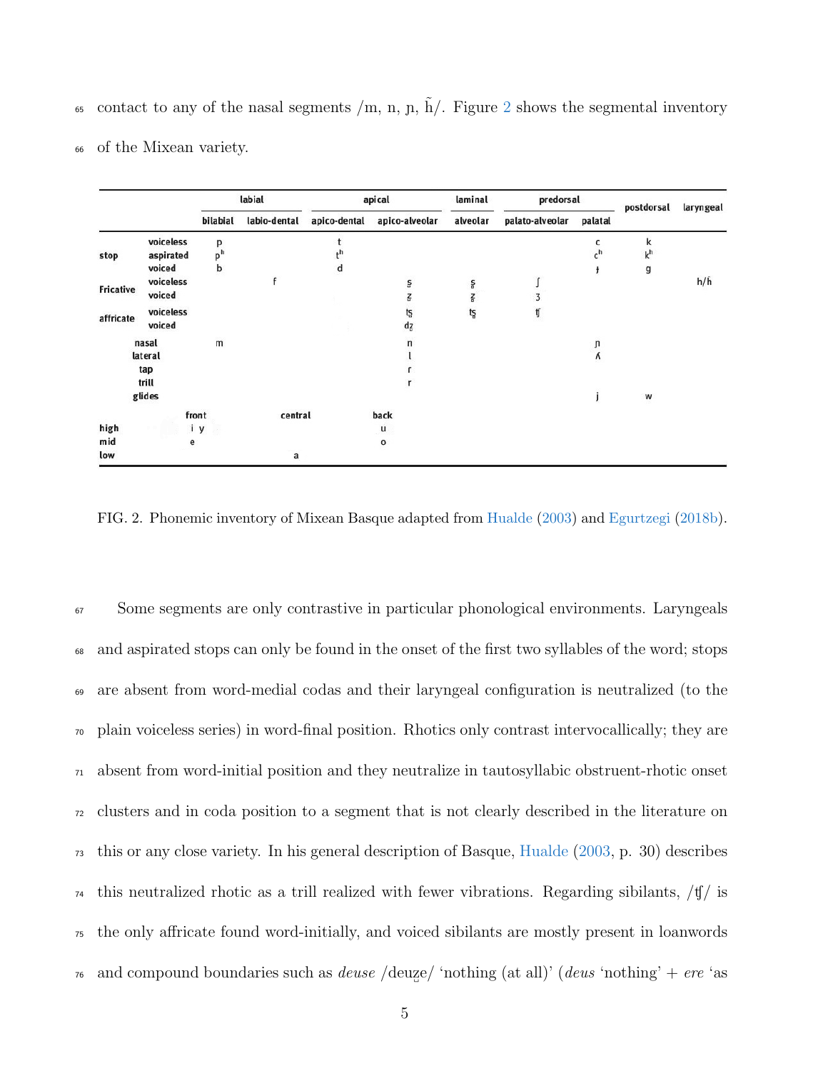contact to any of the nasal segments /m, n, ɲ, h̃/. Figure 2 shows the segmental inventory of the Mixean variety.

| | | labial | | apical | | laminal | predorsal | | postdorsal | laryngeal |
|---|---|---|---|---|---|---|---|---|---|---|
| | | bilabial | labio-dental | apico-dental | apico-alveolar | alveolar | palato-alveolar | palatal | | |
| stop | voiceless | p | | t | | | | c | k | |
| | aspirated | pʰ | | tʰ | | | | cʰ | kʰ | |
| | voiced | b | | d | | | | ɟ | g | |
| Fricative | voiceless | | f | | s̺ | s̻ | ʃ | | | h/ɦ |
| | voiced | | | | z̺ | z̻ | ʒ | | | |
| affricate | voiceless | | | | ts̺ | ts̻ | tʃ | | | |
| | voiced | | | | dz̺ | | | | | |
| nasal | | m | | | n | | | ɲ | | |
| lateral | | | | | l | | | ʎ | | |
| tap | | | | | ɾ | | | | | |
| trill | | | | | r | | | | | |
| glides | | | | | | | | j | w | |

| | front | central | back |
|---|---|---|---|
| high | i y | | u |
| mid | e | | o |
| low | | a | |

FIG. 2. Phonemic inventory of Mixean Basque adapted from Hualde (2003) and Egurtzegi (2018b).

Some segments are only contrastive in particular phonological environments. Laryngeals and aspirated stops can only be found in the onset of the first two syllables of the word; stops are absent from word-medial codas and their laryngeal configuration is neutralized (to the plain voiceless series) in word-final position. Rhotics only contrast intervocallically; they are absent from word-initial position and they neutralize in tautosyllabic obstruent-rhotic onset clusters and in coda position to a segment that is not clearly described in the literature on this or any close variety. In his general description of Basque, Hualde (2003, p. 30) describes this neutralized rhotic as a trill realized with fewer vibrations. Regarding sibilants, /tʃ/ is the only affricate found word-initially, and voiced sibilants are mostly present in loanwords and compound boundaries such as *deuse* /deuz̺e/ 'nothing (at all)' (*deus* 'nothing' + *ere* 'as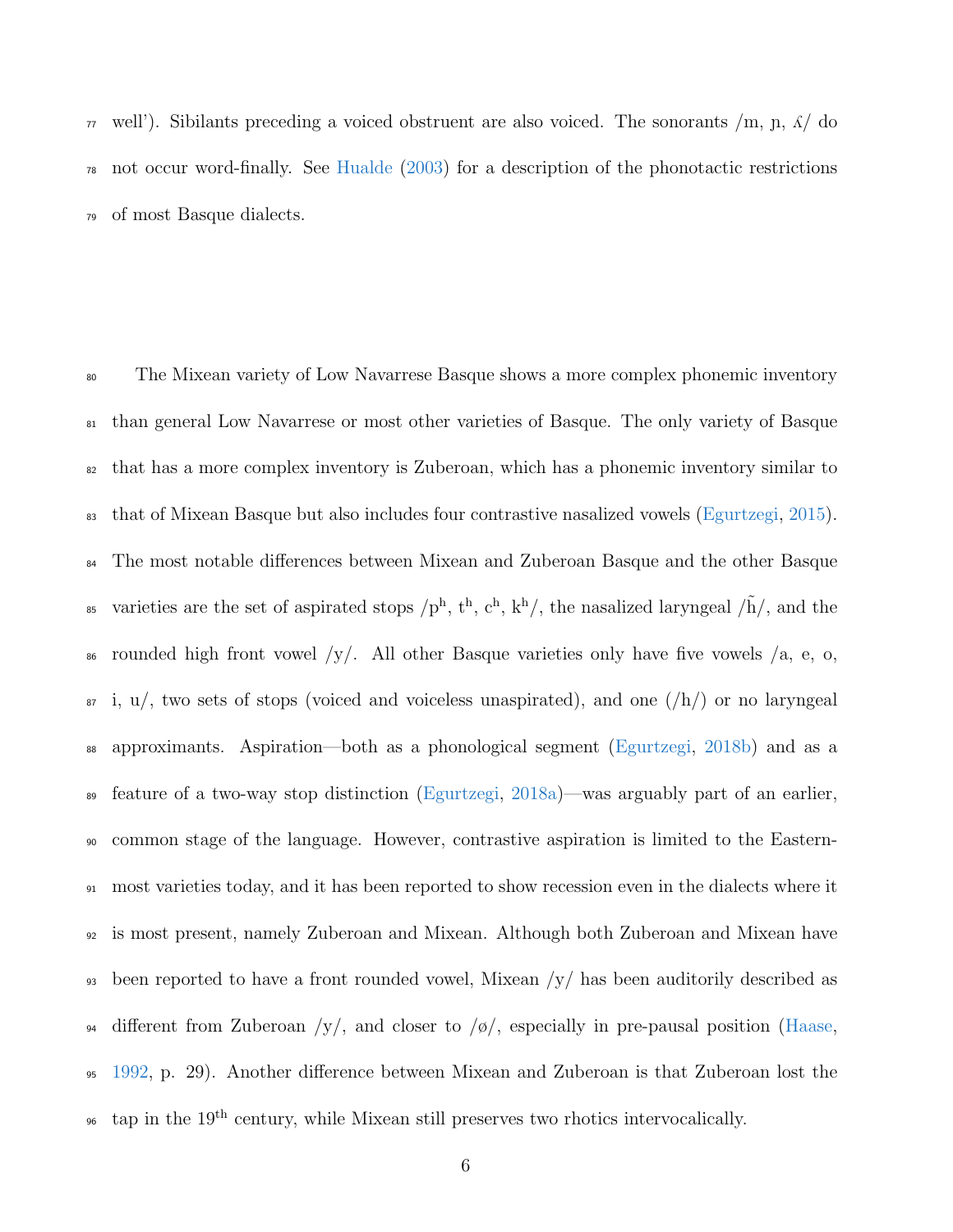well'). Sibilants preceding a voiced obstruent are also voiced. The sonorants /m, ɲ, ʎ/ do not occur word-finally. See Hualde (2003) for a description of the phonotactic restrictions of most Basque dialects.

The Mixean variety of Low Navarrese Basque shows a more complex phonemic inventory than general Low Navarrese or most other varieties of Basque. The only variety of Basque that has a more complex inventory is Zuberoan, which has a phonemic inventory similar to that of Mixean Basque but also includes four contrastive nasalized vowels (Egurtzegi, 2015). The most notable differences between Mixean and Zuberoan Basque and the other Basque varieties are the set of aspirated stops /pʰ, tʰ, cʰ, kʰ/, the nasalized laryngeal /h̃/, and the rounded high front vowel /y/. All other Basque varieties only have five vowels /a, e, o, i, u/, two sets of stops (voiced and voiceless unaspirated), and one (/h/) or no laryngeal approximants. Aspiration—both as a phonological segment (Egurtzegi, 2018b) and as a feature of a two-way stop distinction (Egurtzegi, 2018a)—was arguably part of an earlier, common stage of the language. However, contrastive aspiration is limited to the Easternmost varieties today, and it has been reported to show recession even in the dialects where it is most present, namely Zuberoan and Mixean. Although both Zuberoan and Mixean have been reported to have a front rounded vowel, Mixean /y/ has been auditorily described as different from Zuberoan /y/, and closer to /ø/, especially in pre-pausal position (Haase, 1992, p. 29). Another difference between Mixean and Zuberoan is that Zuberoan lost the tap in the 19th century, while Mixean still preserves two rhotics intervocalically.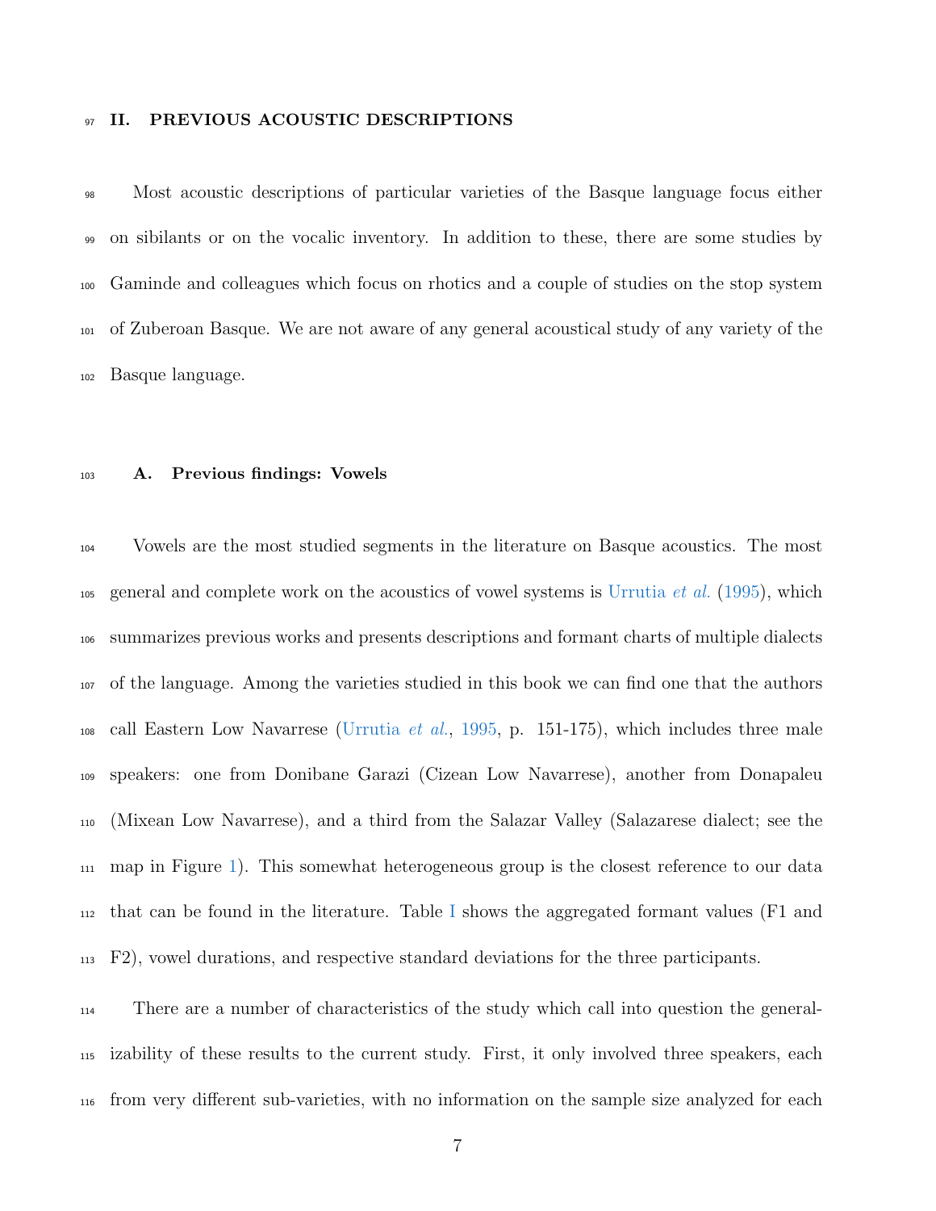## II. PREVIOUS ACOUSTIC DESCRIPTIONS

Most acoustic descriptions of particular varieties of the Basque language focus either on sibilants or on the vocalic inventory. In addition to these, there are some studies by Gaminde and colleagues which focus on rhotics and a couple of studies on the stop system of Zuberoan Basque. We are not aware of any general acoustical study of any variety of the Basque language.

### A. Previous findings: Vowels

Vowels are the most studied segments in the literature on Basque acoustics. The most general and complete work on the acoustics of vowel systems is Urrutia *et al.* (1995), which summarizes previous works and presents descriptions and formant charts of multiple dialects of the language. Among the varieties studied in this book we can find one that the authors call Eastern Low Navarrese (Urrutia *et al.*, 1995, p. 151-175), which includes three male speakers: one from Donibane Garazi (Cizean Low Navarrese), another from Donapaleu (Mixean Low Navarrese), and a third from the Salazar Valley (Salazarese dialect; see the map in Figure 1). This somewhat heterogeneous group is the closest reference to our data that can be found in the literature. Table I shows the aggregated formant values (F1 and F2), vowel durations, and respective standard deviations for the three participants.

There are a number of characteristics of the study which call into question the generalizability of these results to the current study. First, it only involved three speakers, each from very different sub-varieties, with no information on the sample size analyzed for each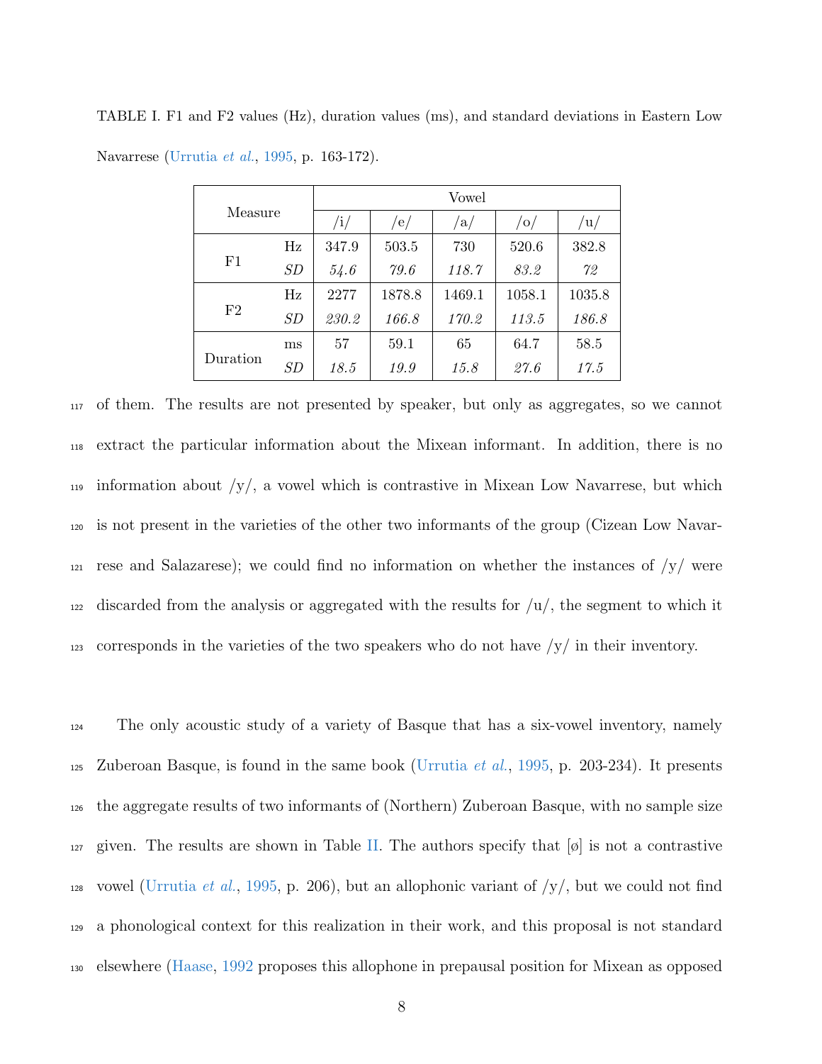TABLE I. F1 and F2 values (Hz), duration values (ms), and standard deviations in Eastern Low Navarrese (Urrutia *et al.*, 1995, p. 163-172).

| Measure | | /i/ | /e/ | /a/ | /o/ | /u/ |
|---|---|---|---|---|---|---|
| F1 | Hz | 347.9 | 503.5 | 730 | 520.6 | 382.8 |
| | *SD* | *54.6* | *79.6* | *118.7* | *83.2* | *72* |
| F2 | Hz | 2277 | 1878.8 | 1469.1 | 1058.1 | 1035.8 |
| | *SD* | *230.2* | *166.8* | *170.2* | *113.5* | *186.8* |
| Duration | ms | 57 | 59.1 | 65 | 64.7 | 58.5 |
| | *SD* | *18.5* | *19.9* | *15.8* | *27.6* | *17.5* |

of them. The results are not presented by speaker, but only as aggregates, so we cannot extract the particular information about the Mixean informant. In addition, there is no information about /y/, a vowel which is contrastive in Mixean Low Navarrese, but which is not present in the varieties of the other two informants of the group (Cizean Low Navarrese and Salazarese); we could find no information on whether the instances of /y/ were discarded from the analysis or aggregated with the results for /u/, the segment to which it corresponds in the varieties of the two speakers who do not have /y/ in their inventory.

The only acoustic study of a variety of Basque that has a six-vowel inventory, namely Zuberoan Basque, is found in the same book (Urrutia *et al.*, 1995, p. 203-234). It presents the aggregate results of two informants of (Northern) Zuberoan Basque, with no sample size given. The results are shown in Table II. The authors specify that [ø] is not a contrastive vowel (Urrutia *et al.*, 1995, p. 206), but an allophonic variant of /y/, but we could not find a phonological context for this realization in their work, and this proposal is not standard elsewhere (Haase, 1992 proposes this allophone in prepausal position for Mixean as opposed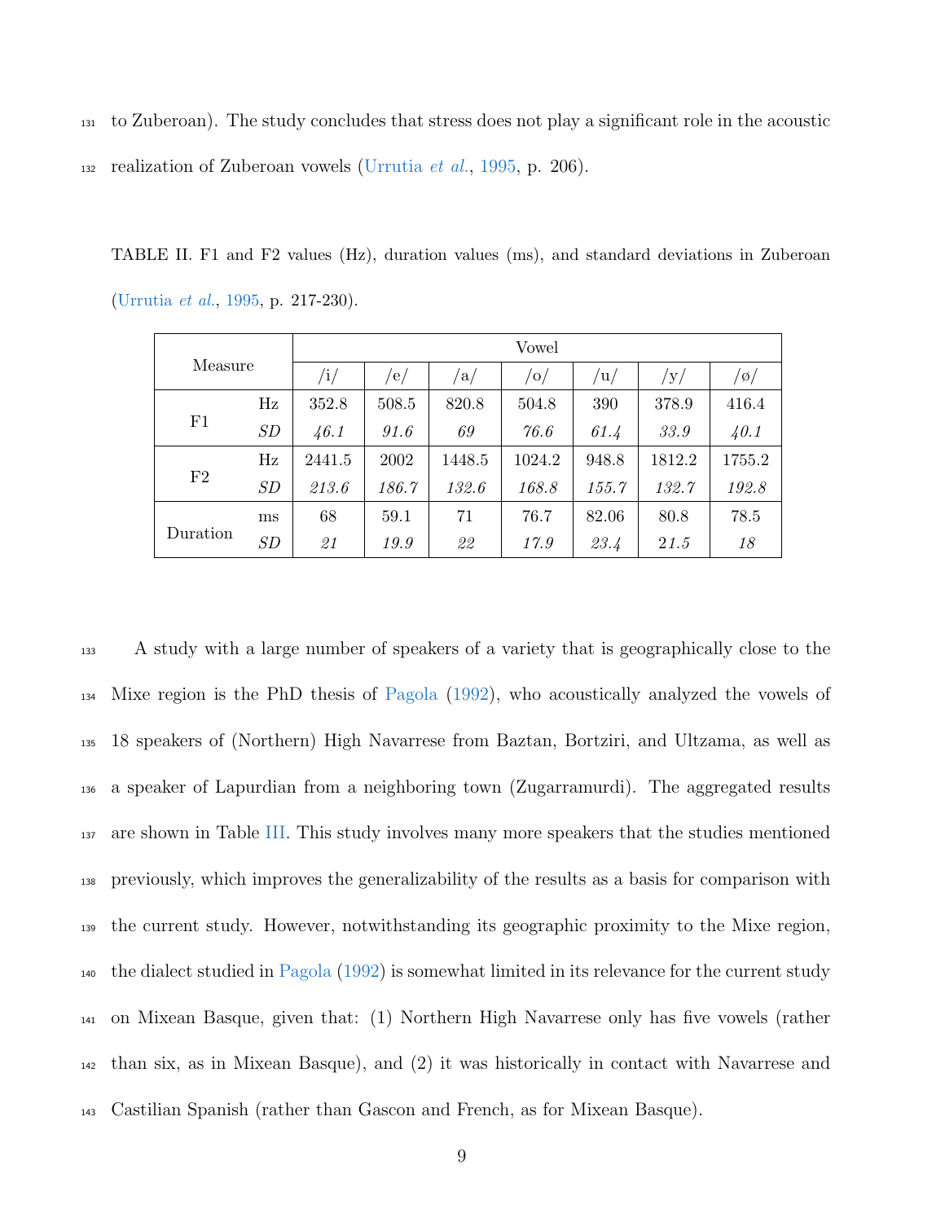to Zuberoan). The study concludes that stress does not play a significant role in the acoustic realization of Zuberoan vowels (Urrutia *et al.*, 1995, p. 206).

TABLE II. F1 and F2 values (Hz), duration values (ms), and standard deviations in Zuberoan (Urrutia *et al.*, 1995, p. 217-230).

| Measure | | Vowel | | | | | | |
|---|---|---|---|---|---|---|---|---|
| | | /i/ | /e/ | /a/ | /o/ | /u/ | /y/ | /ø/ |
| F1 | Hz | 352.8 | 508.5 | 820.8 | 504.8 | 390 | 378.9 | 416.4 |
| | *SD* | *46.1* | *91.6* | *69* | *76.6* | *61.4* | *33.9* | *40.1* |
| F2 | Hz | 2441.5 | 2002 | 1448.5 | 1024.2 | 948.8 | 1812.2 | 1755.2 |
| | *SD* | *213.6* | *186.7* | *132.6* | *168.8* | *155.7* | *132.7* | *192.8* |
| Duration | ms | 68 | 59.1 | 71 | 76.7 | 82.06 | 80.8 | 78.5 |
| | *SD* | *21* | *19.9* | *22* | *17.9* | *23.4* | *21.5* | *18* |

A study with a large number of speakers of a variety that is geographically close to the Mixe region is the PhD thesis of Pagola (1992), who acoustically analyzed the vowels of 18 speakers of (Northern) High Navarrese from Baztan, Bortziri, and Ultzama, as well as a speaker of Lapurdian from a neighboring town (Zugarramurdi). The aggregated results are shown in Table III. This study involves many more speakers that the studies mentioned previously, which improves the generalizability of the results as a basis for comparison with the current study. However, notwithstanding its geographic proximity to the Mixe region, the dialect studied in Pagola (1992) is somewhat limited in its relevance for the current study on Mixean Basque, given that: (1) Northern High Navarrese only has five vowels (rather than six, as in Mixean Basque), and (2) it was historically in contact with Navarrese and Castilian Spanish (rather than Gascon and French, as for Mixean Basque).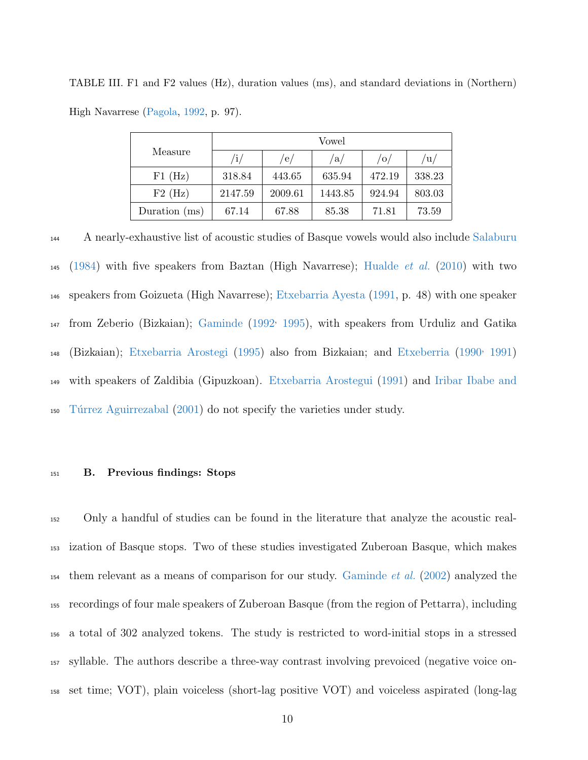TABLE III. F1 and F2 values (Hz), duration values (ms), and standard deviations in (Northern) High Navarrese (Pagola, 1992, p. 97).

| Measure | Vowel | | | | |
|---|---|---|---|---|---|
| | /i/ | /e/ | /a/ | /o/ | /u/ |
| F1 (Hz) | 318.84 | 443.65 | 635.94 | 472.19 | 338.23 |
| F2 (Hz) | 2147.59 | 2009.61 | 1443.85 | 924.94 | 803.03 |
| Duration (ms) | 67.14 | 67.88 | 85.38 | 71.81 | 73.59 |

A nearly-exhaustive list of acoustic studies of Basque vowels would also include Salaburu (1984) with five speakers from Baztan (High Navarrese); Hualde *et al.* (2010) with two speakers from Goizueta (High Navarrese); Etxebarria Ayesta (1991, p. 48) with one speaker from Zeberio (Bizkaian); Gaminde (1992, 1995), with speakers from Urduliz and Gatika (Bizkaian); Etxebarria Arostegi (1995) also from Bizkaian; and Etxeberria (1990, 1991) with speakers of Zaldibia (Gipuzkoan). Etxebarria Arostegui (1991) and Iribar Ibabe and Túrrez Aguirrezabal (2001) do not specify the varieties under study.

### B. Previous findings: Stops

Only a handful of studies can be found in the literature that analyze the acoustic realization of Basque stops. Two of these studies investigated Zuberoan Basque, which makes them relevant as a means of comparison for our study. Gaminde *et al.* (2002) analyzed the recordings of four male speakers of Zuberoan Basque (from the region of Pettarra), including a total of 302 analyzed tokens. The study is restricted to word-initial stops in a stressed syllable. The authors describe a three-way contrast involving prevoiced (negative voice onset time; VOT), plain voiceless (short-lag positive VOT) and voiceless aspirated (long-lag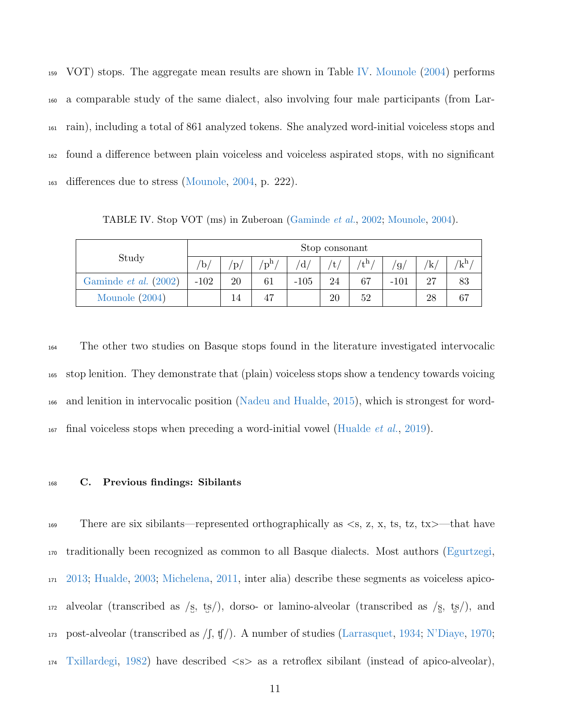VOT) stops. The aggregate mean results are shown in Table IV. Mounole (2004) performs a comparable study of the same dialect, also involving four male participants (from Larrain), including a total of 861 analyzed tokens. She analyzed word-initial voiceless stops and found a difference between plain voiceless and voiceless aspirated stops, with no significant differences due to stress (Mounole, 2004, p. 222).

TABLE IV. Stop VOT (ms) in Zuberoan (Gaminde *et al.*, 2002; Mounole, 2004).

| Study | Stop consonant | | | | | | | | |
|---|---|---|---|---|---|---|---|---|---|
| | /b/ | /p/ | /pʰ/ | /d/ | /t/ | /tʰ/ | /g/ | /k/ | /kʰ/ |
| Gaminde *et al.* (2002) | -102 | 20 | 61 | -105 | 24 | 67 | -101 | 27 | 83 |
| Mounole (2004) | | 14 | 47 | | 20 | 52 | | 28 | 67 |

The other two studies on Basque stops found in the literature investigated intervocalic stop lenition. They demonstrate that (plain) voiceless stops show a tendency towards voicing and lenition in intervocalic position (Nadeu and Hualde, 2015), which is strongest for word-final voiceless stops when preceding a word-initial vowel (Hualde *et al.*, 2019).

### C. Previous findings: Sibilants

There are six sibilants—represented orthographically as <s, z, x, ts, tz, tx>—that have traditionally been recognized as common to all Basque dialects. Most authors (Egurtzegi, 2013; Hualde, 2003; Michelena, 2011, inter alia) describe these segments as voiceless apico-alveolar (transcribed as /s̺, ts̺/), dorso- or lamino-alveolar (transcribed as /s̻, ts̻/), and post-alveolar (transcribed as /ʃ, tʃ/). A number of studies (Larrasquet, 1934; N'Diaye, 1970; Txillardegi, 1982) have described <s> as a retroflex sibilant (instead of apico-alveolar),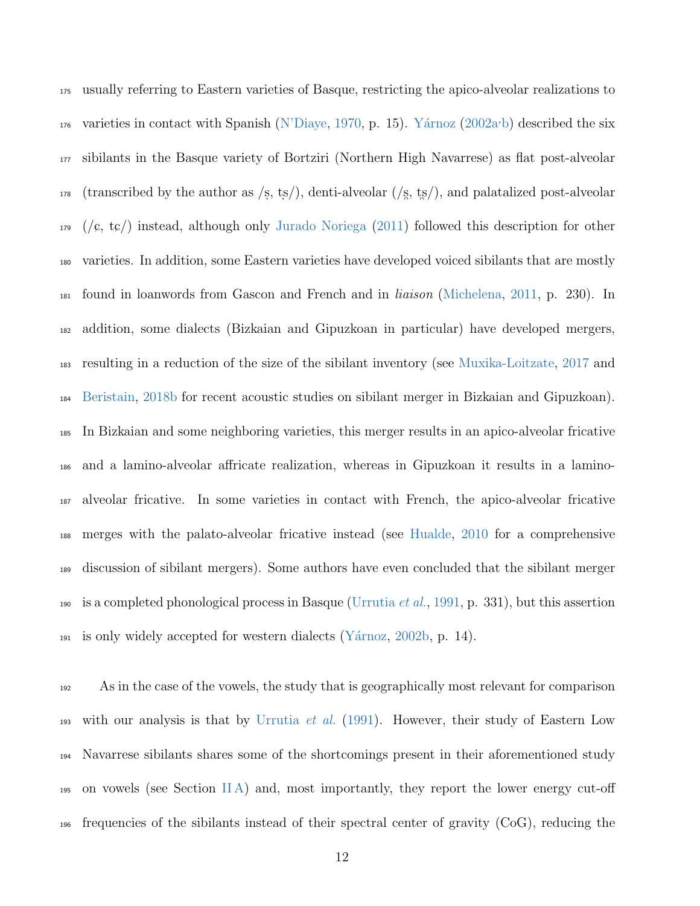usually referring to Eastern varieties of Basque, restricting the apico-alveolar realizations to varieties in contact with Spanish (N'Diaye, 1970, p. 15). Yárnoz (2002a,b) described the six sibilants in the Basque variety of Bortziri (Northern High Navarrese) as flat post-alveolar (transcribed by the author as /ṣ, tṣ/), denti-alveolar (/s̪, ts̪/), and palatalized post-alveolar (/ɕ, tɕ/) instead, although only Jurado Noriega (2011) followed this description for other varieties. In addition, some Eastern varieties have developed voiced sibilants that are mostly found in loanwords from Gascon and French and in *liaison* (Michelena, 2011, p. 230). In addition, some dialects (Bizkaian and Gipuzkoan in particular) have developed mergers, resulting in a reduction of the size of the sibilant inventory (see Muxika-Loitzate, 2017 and Beristain, 2018b for recent acoustic studies on sibilant merger in Bizkaian and Gipuzkoan). In Bizkaian and some neighboring varieties, this merger results in an apico-alveolar fricative and a lamino-alveolar affricate realization, whereas in Gipuzkoan it results in a lamino-alveolar fricative. In some varieties in contact with French, the apico-alveolar fricative merges with the palato-alveolar fricative instead (see Hualde, 2010 for a comprehensive discussion of sibilant mergers). Some authors have even concluded that the sibilant merger is a completed phonological process in Basque (Urrutia *et al.*, 1991, p. 331), but this assertion is only widely accepted for western dialects (Yárnoz, 2002b, p. 14).

As in the case of the vowels, the study that is geographically most relevant for comparison with our analysis is that by Urrutia *et al.* (1991). However, their study of Eastern Low Navarrese sibilants shares some of the shortcomings present in their aforementioned study on vowels (see Section II A) and, most importantly, they report the lower energy cut-off frequencies of the sibilants instead of their spectral center of gravity (CoG), reducing the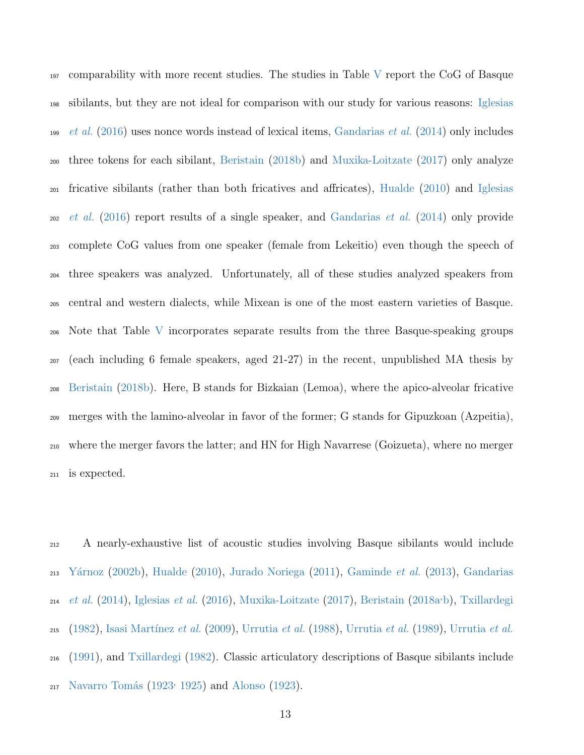comparability with more recent studies. The studies in Table V report the CoG of Basque sibilants, but they are not ideal for comparison with our study for various reasons: Iglesias *et al.* (2016) uses nonce words instead of lexical items, Gandarias *et al.* (2014) only includes three tokens for each sibilant, Beristain (2018b) and Muxika-Loitzate (2017) only analyze fricative sibilants (rather than both fricatives and affricates), Hualde (2010) and Iglesias *et al.* (2016) report results of a single speaker, and Gandarias *et al.* (2014) only provide complete CoG values from one speaker (female from Lekeitio) even though the speech of three speakers was analyzed. Unfortunately, all of these studies analyzed speakers from central and western dialects, while Mixean is one of the most eastern varieties of Basque. Note that Table V incorporates separate results from the three Basque-speaking groups (each including 6 female speakers, aged 21-27) in the recent, unpublished MA thesis by Beristain (2018b). Here, B stands for Bizkaian (Lemoa), where the apico-alveolar fricative merges with the lamino-alveolar in favor of the former; G stands for Gipuzkoan (Azpeitia), where the merger favors the latter; and HN for High Navarrese (Goizueta), where no merger is expected.

A nearly-exhaustive list of acoustic studies involving Basque sibilants would include Yárnoz (2002b), Hualde (2010), Jurado Noriega (2011), Gaminde *et al.* (2013), Gandarias *et al.* (2014), Iglesias *et al.* (2016), Muxika-Loitzate (2017), Beristain (2018a,b), Txillardegi (1982), Isasi Martínez *et al.* (2009), Urrutia *et al.* (1988), Urrutia *et al.* (1989), Urrutia *et al.* (1991), and Txillardegi (1982). Classic articulatory descriptions of Basque sibilants include Navarro Tomás (1923, 1925) and Alonso (1923).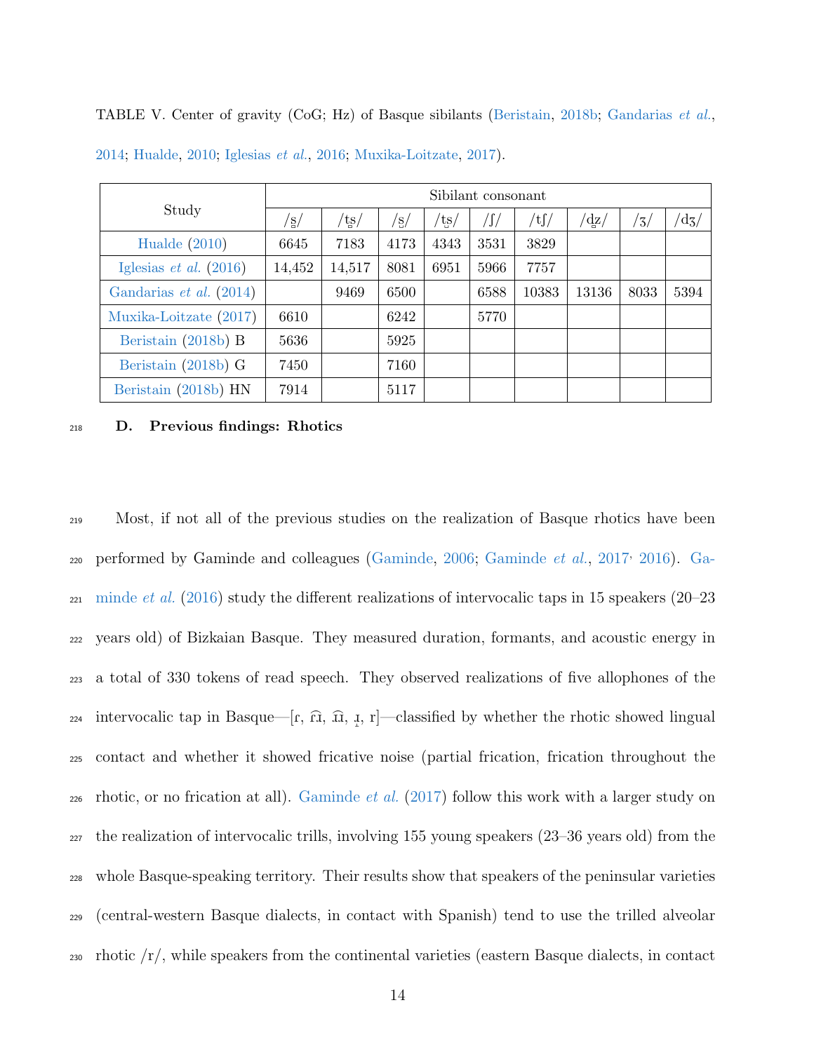TABLE V. Center of gravity (CoG; Hz) of Basque sibilants (Beristain, 2018b; Gandarias *et al.*, 2014; Hualde, 2010; Iglesias *et al.*, 2016; Muxika-Loitzate, 2017).

| Study | Sibilant consonant | | | | | | | | |
|---|---|---|---|---|---|---|---|---|---|
| | /s̺/ | /ts̺/ | /s̻/ | /ts̻/ | /ʃ/ | /tʃ/ | /dz̺/ | /ʒ/ | /dʒ/ |
| Hualde (2010) | 6645 | 7183 | 4173 | 4343 | 3531 | 3829 | | | |
| Iglesias *et al.* (2016) | 14,452 | 14,517 | 8081 | 6951 | 5966 | 7757 | | | |
| Gandarias *et al.* (2014) | | 9469 | 6500 | | 6588 | 10383 | 13136 | 8033 | 5394 |
| Muxika-Loitzate (2017) | 6610 | | 6242 | | 5770 | | | | |
| Beristain (2018b) B | 5636 | | 5925 | | | | | | |
| Beristain (2018b) G | 7450 | | 7160 | | | | | | |
| Beristain (2018b) HN | 7914 | | 5117 | | | | | | |

### D. Previous findings: Rhotics

Most, if not all of the previous studies on the realization of Basque rhotics have been performed by Gaminde and colleagues (Gaminde, 2006; Gaminde *et al.*, 2017, 2016). Gaminde *et al.* (2016) study the different realizations of intervocalic taps in 15 speakers (20–23 years old) of Bizkaian Basque. They measured duration, formants, and acoustic energy in a total of 330 tokens of read speech. They observed realizations of five allophones of the intervocalic tap in Basque—[ɾ, ɾ͡ɹ, ɹ̝͡ɹ, ɹ̝, r]—classified by whether the rhotic showed lingual contact and whether it showed fricative noise (partial frication, frication throughout the rhotic, or no frication at all). Gaminde *et al.* (2017) follow this work with a larger study on the realization of intervocalic trills, involving 155 young speakers (23–36 years old) from the whole Basque-speaking territory. Their results show that speakers of the peninsular varieties (central-western Basque dialects, in contact with Spanish) tend to use the trilled alveolar rhotic /r/, while speakers from the continental varieties (eastern Basque dialects, in contact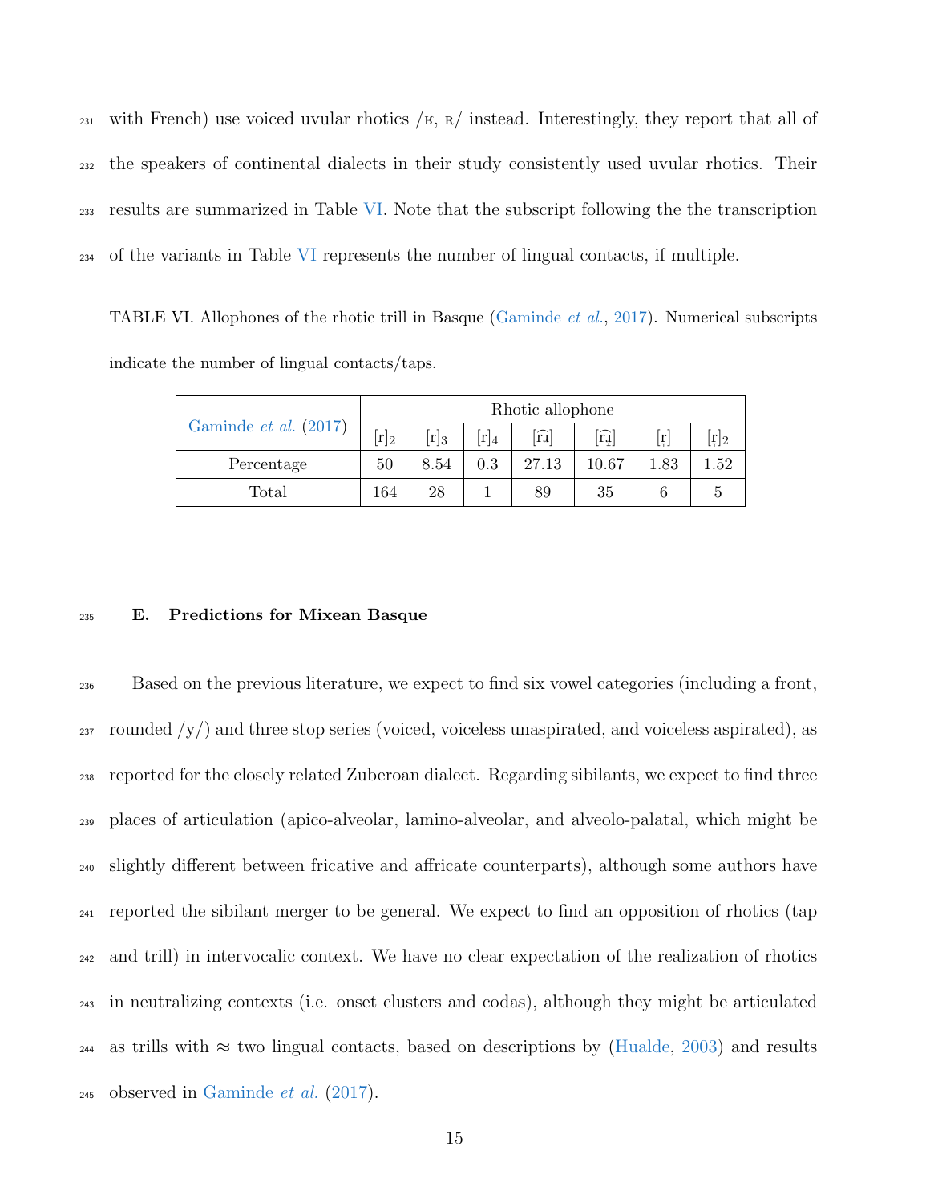with French) use voiced uvular rhotics /ʁ, ʀ/ instead. Interestingly, they report that all of the speakers of continental dialects in their study consistently used uvular rhotics. Their results are summarized in Table VI. Note that the subscript following the the transcription of the variants in Table VI represents the number of lingual contacts, if multiple.

TABLE VI. Allophones of the rhotic trill in Basque (Gaminde *et al.*, 2017). Numerical subscripts indicate the number of lingual contacts/taps.

| Gaminde *et al.* (2017) | Rhotic allophone | | | | | | |
|---|---|---|---|---|---|---|---|
| | [r]$_2$ | [r]$_3$ | [r]$_4$ | [r͡ɹ] | [r͡ɹ̥] | [r̥] | [r̥]$_2$ |
| Percentage | 50 | 8.54 | 0.3 | 27.13 | 10.67 | 1.83 | 1.52 |
| Total | 164 | 28 | 1 | 89 | 35 | 6 | 5 |

### E. Predictions for Mixean Basque

Based on the previous literature, we expect to find six vowel categories (including a front, rounded /y/) and three stop series (voiced, voiceless unaspirated, and voiceless aspirated), as reported for the closely related Zuberoan dialect. Regarding sibilants, we expect to find three places of articulation (apico-alveolar, lamino-alveolar, and alveolo-palatal, which might be slightly different between fricative and affricate counterparts), although some authors have reported the sibilant merger to be general. We expect to find an opposition of rhotics (tap and trill) in intervocalic context. We have no clear expectation of the realization of rhotics in neutralizing contexts (i.e. onset clusters and codas), although they might be articulated as trills with ≈ two lingual contacts, based on descriptions by (Hualde, 2003) and results observed in Gaminde *et al.* (2017).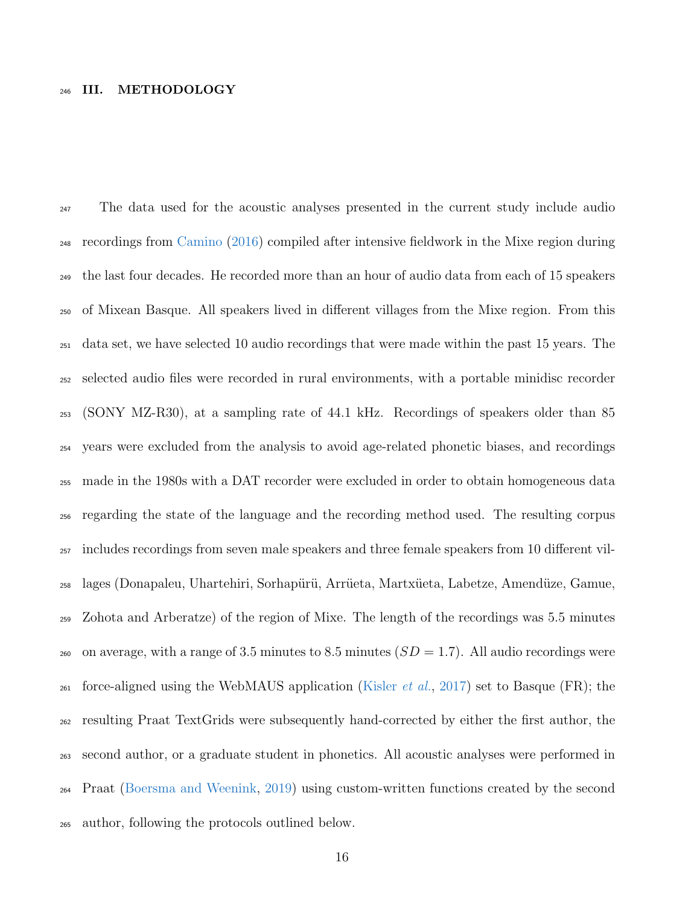## III. METHODOLOGY

The data used for the acoustic analyses presented in the current study include audio recordings from Camino (2016) compiled after intensive fieldwork in the Mixe region during the last four decades. He recorded more than an hour of audio data from each of 15 speakers of Mixean Basque. All speakers lived in different villages from the Mixe region. From this data set, we have selected 10 audio recordings that were made within the past 15 years. The selected audio files were recorded in rural environments, with a portable minidisc recorder (SONY MZ-R30), at a sampling rate of 44.1 kHz. Recordings of speakers older than 85 years were excluded from the analysis to avoid age-related phonetic biases, and recordings made in the 1980s with a DAT recorder were excluded in order to obtain homogeneous data regarding the state of the language and the recording method used. The resulting corpus includes recordings from seven male speakers and three female speakers from 10 different villages (Donapaleu, Uhartehiri, Sorhapürü, Arrüeta, Martxüeta, Labetze, Amendüze, Gamue, Zohota and Arberatze) of the region of Mixe. The length of the recordings was 5.5 minutes on average, with a range of 3.5 minutes to 8.5 minutes ($SD = 1.7$). All audio recordings were force-aligned using the WebMAUS application (Kisler *et al.*, 2017) set to Basque (FR); the resulting Praat TextGrids were subsequently hand-corrected by either the first author, the second author, or a graduate student in phonetics. All acoustic analyses were performed in Praat (Boersma and Weenink, 2019) using custom-written functions created by the second author, following the protocols outlined below.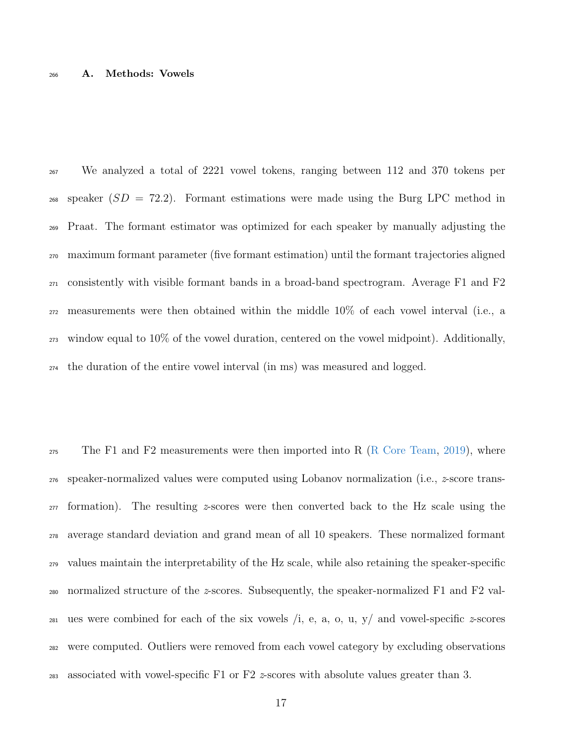### A. Methods: Vowels

We analyzed a total of 2221 vowel tokens, ranging between 112 and 370 tokens per speaker ($SD$ = 72.2). Formant estimations were made using the Burg LPC method in Praat. The formant estimator was optimized for each speaker by manually adjusting the maximum formant parameter (five formant estimation) until the formant trajectories aligned consistently with visible formant bands in a broad-band spectrogram. Average F1 and F2 measurements were then obtained within the middle 10% of each vowel interval (i.e., a window equal to 10% of the vowel duration, centered on the vowel midpoint). Additionally, the duration of the entire vowel interval (in ms) was measured and logged.

The F1 and F2 measurements were then imported into R (R Core Team, 2019), where speaker-normalized values were computed using Lobanov normalization (i.e., $z$-score transformation). The resulting $z$-scores were then converted back to the Hz scale using the average standard deviation and grand mean of all 10 speakers. These normalized formant values maintain the interpretability of the Hz scale, while also retaining the speaker-specific normalized structure of the $z$-scores. Subsequently, the speaker-normalized F1 and F2 values were combined for each of the six vowels /i, e, a, o, u, y/ and vowel-specific $z$-scores were computed. Outliers were removed from each vowel category by excluding observations associated with vowel-specific F1 or F2 $z$-scores with absolute values greater than 3.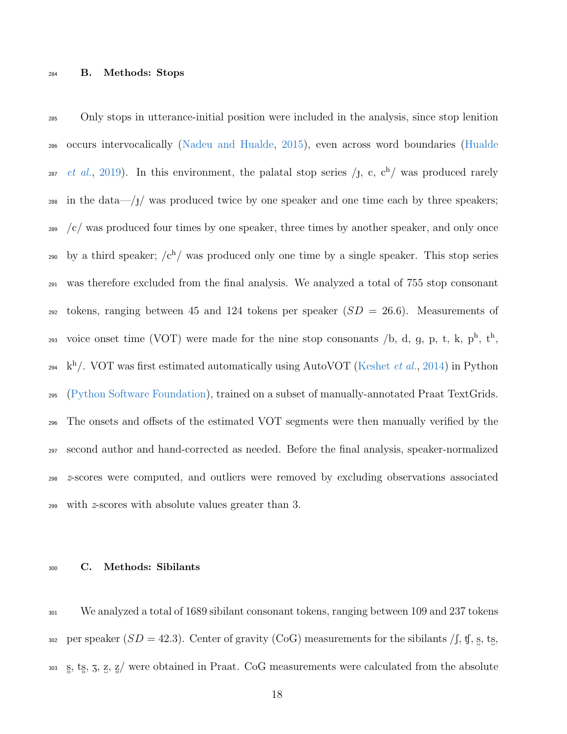### B. Methods: Stops

Only stops in utterance-initial position were included in the analysis, since stop lenition occurs intervocalically (Nadeu and Hualde, 2015), even across word boundaries (Hualde *et al.*, 2019). In this environment, the palatal stop series /ɟ, c, cʰ/ was produced rarely in the data—/ɟ/ was produced twice by one speaker and one time each by three speakers; /c/ was produced four times by one speaker, three times by another speaker, and only once by a third speaker; /cʰ/ was produced only one time by a single speaker. This stop series was therefore excluded from the final analysis. We analyzed a total of 755 stop consonant tokens, ranging between 45 and 124 tokens per speaker ($SD$ = 26.6). Measurements of voice onset time (VOT) were made for the nine stop consonants /b, d, ɡ, p, t, k, pʰ, tʰ, kʰ/. VOT was first estimated automatically using AutoVOT (Keshet *et al.*, 2014) in Python (Python Software Foundation), trained on a subset of manually-annotated Praat TextGrids. The onsets and offsets of the estimated VOT segments were then manually verified by the second author and hand-corrected as needed. Before the final analysis, speaker-normalized $z$-scores were computed, and outliers were removed by excluding observations associated with $z$-scores with absolute values greater than 3.

### C. Methods: Sibilants

We analyzed a total of 1689 sibilant consonant tokens, ranging between 109 and 237 tokens per speaker ($SD = 42.3$). Center of gravity (CoG) measurements for the sibilants /ʃ, ʧ, s̺, ts̺, s̻, ts̻, ʒ, z̺, z̻/ were obtained in Praat. CoG measurements were calculated from the absolute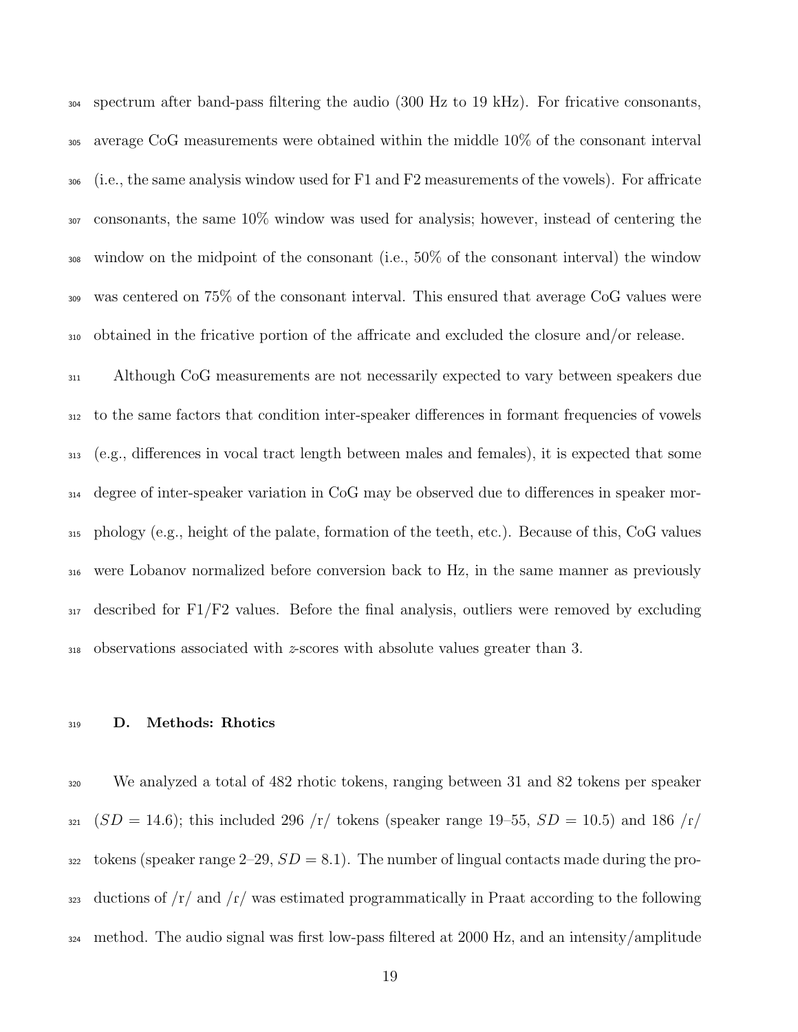spectrum after band-pass filtering the audio (300 Hz to 19 kHz). For fricative consonants, average CoG measurements were obtained within the middle 10% of the consonant interval (i.e., the same analysis window used for F1 and F2 measurements of the vowels). For affricate consonants, the same 10% window was used for analysis; however, instead of centering the window on the midpoint of the consonant (i.e., 50% of the consonant interval) the window was centered on 75% of the consonant interval. This ensured that average CoG values were obtained in the fricative portion of the affricate and excluded the closure and/or release.

Although CoG measurements are not necessarily expected to vary between speakers due to the same factors that condition inter-speaker differences in formant frequencies of vowels (e.g., differences in vocal tract length between males and females), it is expected that some degree of inter-speaker variation in CoG may be observed due to differences in speaker morphology (e.g., height of the palate, formation of the teeth, etc.). Because of this, CoG values were Lobanov normalized before conversion back to Hz, in the same manner as previously described for F1/F2 values. Before the final analysis, outliers were removed by excluding observations associated with *z*-scores with absolute values greater than 3.

### D. Methods: Rhotics

We analyzed a total of 482 rhotic tokens, ranging between 31 and 82 tokens per speaker ($SD = 14.6$); this included 296 /r/ tokens (speaker range 19–55, $SD = 10.5$) and 186 /ɾ/ tokens (speaker range 2–29, $SD = 8.1$). The number of lingual contacts made during the productions of /r/ and /ɾ/ was estimated programmatically in Praat according to the following method. The audio signal was first low-pass filtered at 2000 Hz, and an intensity/amplitude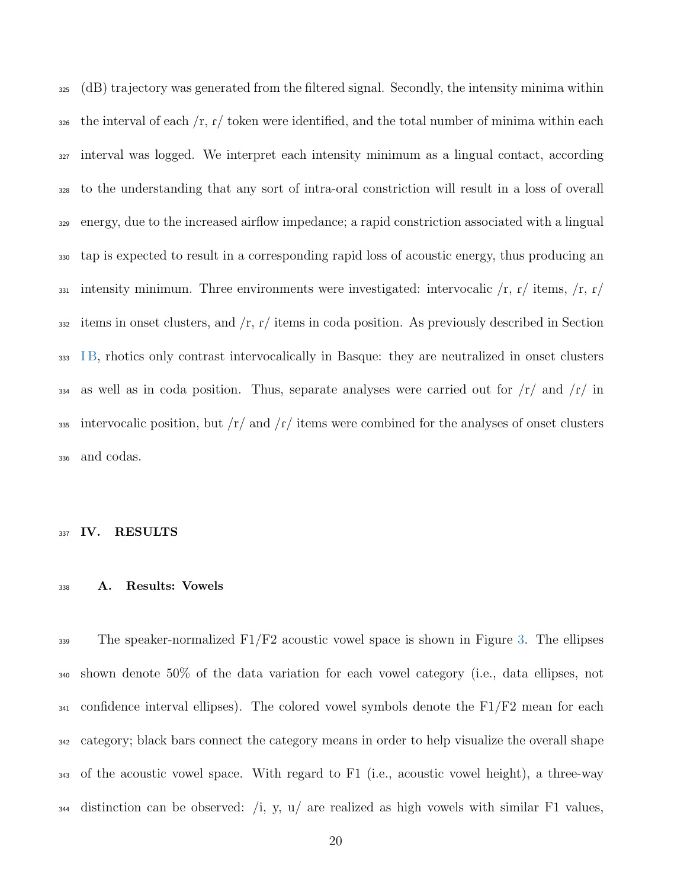(dB) trajectory was generated from the filtered signal. Secondly, the intensity minima within the interval of each /r, ɾ/ token were identified, and the total number of minima within each interval was logged. We interpret each intensity minimum as a lingual contact, according to the understanding that any sort of intra-oral constriction will result in a loss of overall energy, due to the increased airflow impedance; a rapid constriction associated with a lingual tap is expected to result in a corresponding rapid loss of acoustic energy, thus producing an intensity minimum. Three environments were investigated: intervocalic /r, ɾ/ items, /r, ɾ/ items in onset clusters, and /r, ɾ/ items in coda position. As previously described in Section I B, rhotics only contrast intervocalically in Basque: they are neutralized in onset clusters as well as in coda position. Thus, separate analyses were carried out for /r/ and /ɾ/ in intervocalic position, but /r/ and /ɾ/ items were combined for the analyses of onset clusters and codas.

## IV. RESULTS

### A. Results: Vowels

The speaker-normalized F1/F2 acoustic vowel space is shown in Figure 3. The ellipses shown denote 50% of the data variation for each vowel category (i.e., data ellipses, not confidence interval ellipses). The colored vowel symbols denote the F1/F2 mean for each category; black bars connect the category means in order to help visualize the overall shape of the acoustic vowel space. With regard to F1 (i.e., acoustic vowel height), a three-way distinction can be observed: /i, y, u/ are realized as high vowels with similar F1 values,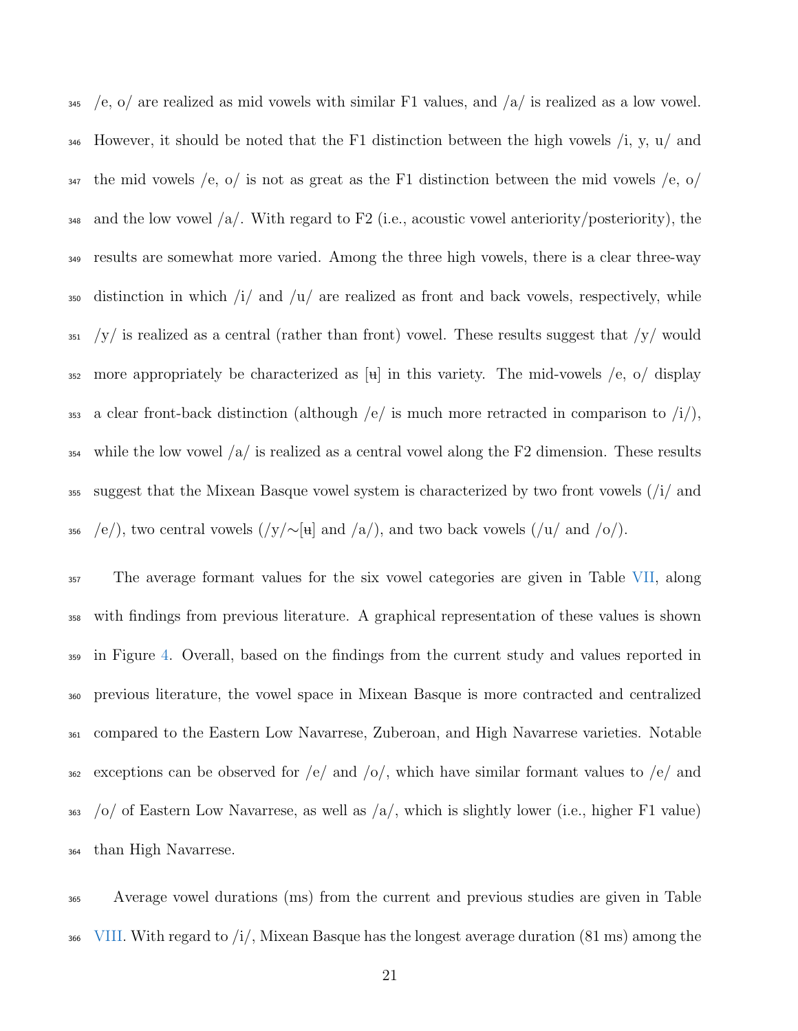/e, o/ are realized as mid vowels with similar F1 values, and /a/ is realized as a low vowel. However, it should be noted that the F1 distinction between the high vowels /i, y, u/ and the mid vowels /e, o/ is not as great as the F1 distinction between the mid vowels /e, o/ and the low vowel /a/. With regard to F2 (i.e., acoustic vowel anteriority/posteriority), the results are somewhat more varied. Among the three high vowels, there is a clear three-way distinction in which /i/ and /u/ are realized as front and back vowels, respectively, while /y/ is realized as a central (rather than front) vowel. These results suggest that /y/ would more appropriately be characterized as [ʉ] in this variety. The mid-vowels /e, o/ display a clear front-back distinction (although /e/ is much more retracted in comparison to /i/), while the low vowel /a/ is realized as a central vowel along the F2 dimension. These results suggest that the Mixean Basque vowel system is characterized by two front vowels (/i/ and /e/), two central vowels (/y/∼[ʉ] and /a/), and two back vowels (/u/ and /o/).

The average formant values for the six vowel categories are given in Table VII, along with findings from previous literature. A graphical representation of these values is shown in Figure 4. Overall, based on the findings from the current study and values reported in previous literature, the vowel space in Mixean Basque is more contracted and centralized compared to the Eastern Low Navarrese, Zuberoan, and High Navarrese varieties. Notable exceptions can be observed for /e/ and /o/, which have similar formant values to /e/ and /o/ of Eastern Low Navarrese, as well as /a/, which is slightly lower (i.e., higher F1 value) than High Navarrese.

Average vowel durations (ms) from the current and previous studies are given in Table VIII. With regard to /i/, Mixean Basque has the longest average duration (81 ms) among the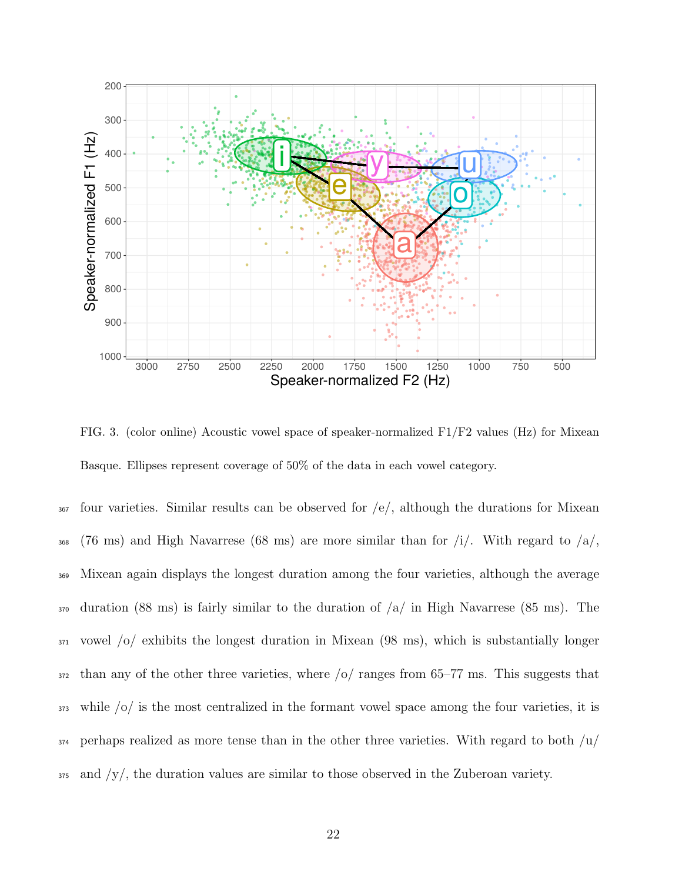FIG. 3. (color online) Acoustic vowel space of speaker-normalized F1/F2 values (Hz) for Mixean Basque. Ellipses represent coverage of 50% of the data in each vowel category.

four varieties. Similar results can be observed for /e/, although the durations for Mixean (76 ms) and High Navarrese (68 ms) are more similar than for /i/. With regard to /a/, Mixean again displays the longest duration among the four varieties, although the average duration (88 ms) is fairly similar to the duration of /a/ in High Navarrese (85 ms). The vowel /o/ exhibits the longest duration in Mixean (98 ms), which is substantially longer than any of the other three varieties, where /o/ ranges from 65–77 ms. This suggests that while /o/ is the most centralized in the formant vowel space among the four varieties, it is perhaps realized as more tense than in the other three varieties. With regard to both /u/ and /y/, the duration values are similar to those observed in the Zuberoan variety.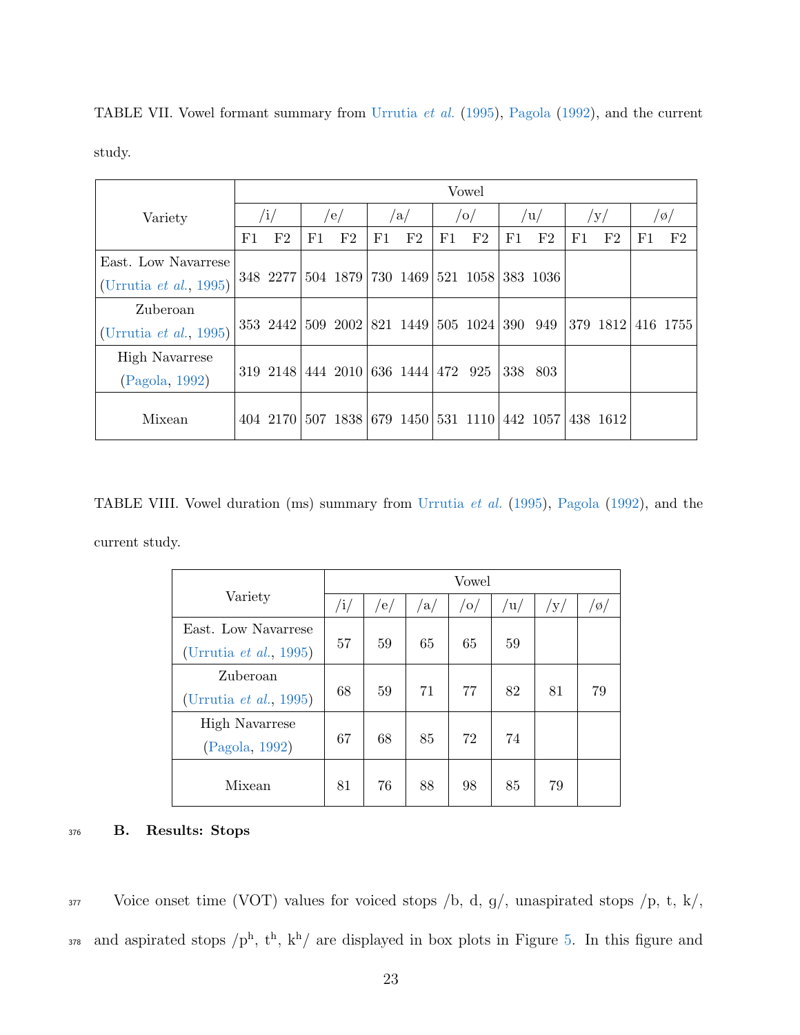TABLE VII. Vowel formant summary from Urrutia *et al.* (1995), Pagola (1992), and the current study.

| Variety | Vowel | | | | | | | | | | | | | |
|---|---|---|---|---|---|---|---|---|---|---|---|---|---|---|
| | /i/ | | /e/ | | /a/ | | /o/ | | /u/ | | /y/ | | /ø/ | |
| | F1 | F2 | F1 | F2 | F1 | F2 | F1 | F2 | F1 | F2 | F1 | F2 | F1 | F2 |
| East. Low Navarrese (Urrutia *et al.*, 1995) | 348 | 2277 | 504 | 1879 | 730 | 1469 | 521 | 1058 | 383 | 1036 | | | | |
| Zuberoan (Urrutia *et al.*, 1995) | 353 | 2442 | 509 | 2002 | 821 | 1449 | 505 | 1024 | 390 | 949 | 379 | 1812 | 416 | 1755 |
| High Navarrese (Pagola, 1992) | 319 | 2148 | 444 | 2010 | 636 | 1444 | 472 | 925 | 338 | 803 | | | | |
| Mixean | 404 | 2170 | 507 | 1838 | 679 | 1450 | 531 | 1110 | 442 | 1057 | 438 | 1612 | | |

TABLE VIII. Vowel duration (ms) summary from Urrutia *et al.* (1995), Pagola (1992), and the current study.

| Variety | Vowel | | | | | | |
|---|---|---|---|---|---|---|---|
| | /i/ | /e/ | /a/ | /o/ | /u/ | /y/ | /ø/ |
| East. Low Navarrese (Urrutia *et al.*, 1995) | 57 | 59 | 65 | 65 | 59 | | |
| Zuberoan (Urrutia *et al.*, 1995) | 68 | 59 | 71 | 77 | 82 | 81 | 79 |
| High Navarrese (Pagola, 1992) | 67 | 68 | 85 | 72 | 74 | | |
| Mixean | 81 | 76 | 88 | 98 | 85 | 79 | |

### B. Results: Stops

Voice onset time (VOT) values for voiced stops /b, d, g/, unaspirated stops /p, t, k/, and aspirated stops /p$^h$, t$^h$, k$^h$/ are displayed in box plots in Figure 5. In this figure and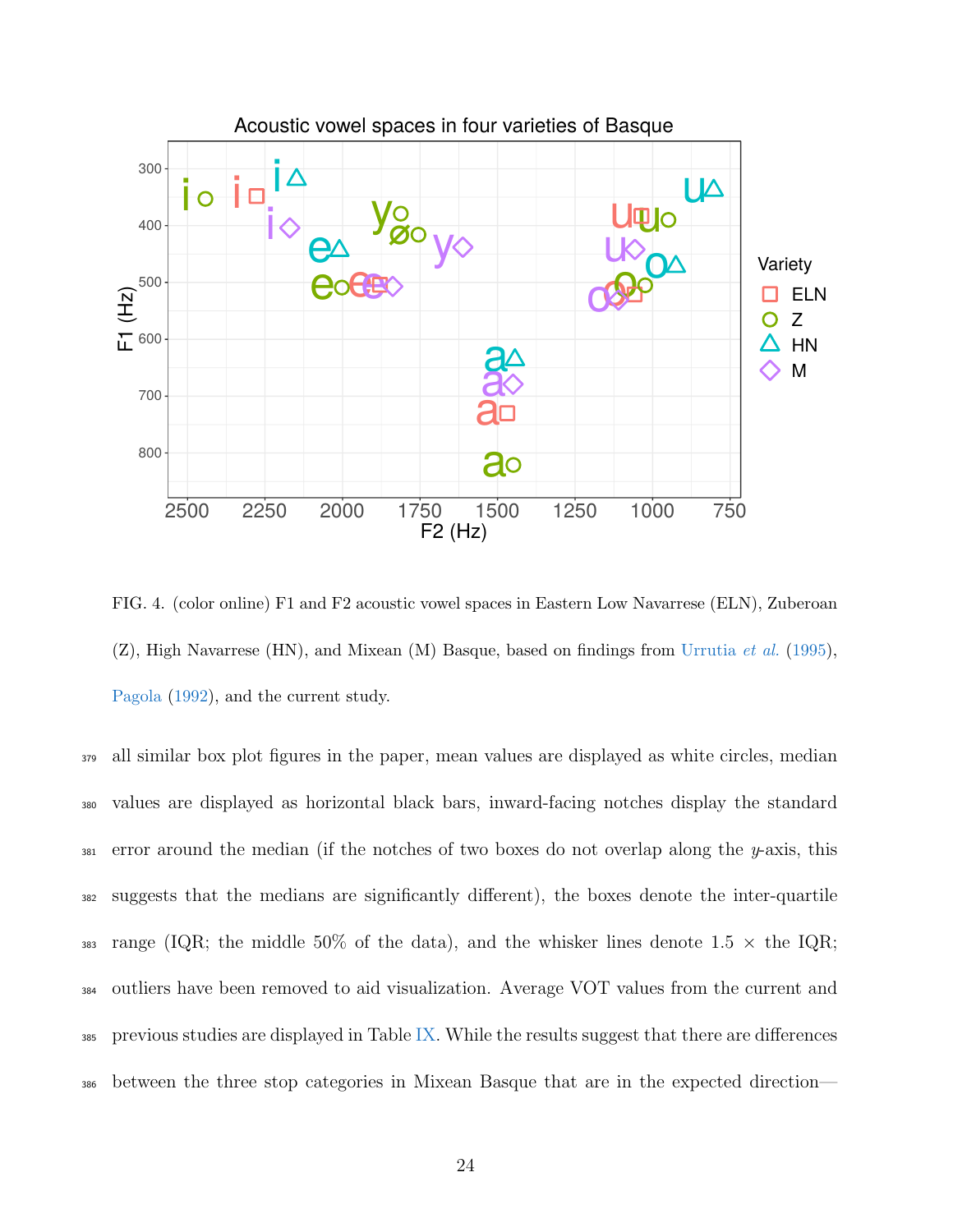FIG. 4. (color online) F1 and F2 acoustic vowel spaces in Eastern Low Navarrese (ELN), Zuberoan (Z), High Navarrese (HN), and Mixean (M) Basque, based on findings from Urrutia *et al.* (1995), Pagola (1992), and the current study.

all similar box plot figures in the paper, mean values are displayed as white circles, median values are displayed as horizontal black bars, inward-facing notches display the standard error around the median (if the notches of two boxes do not overlap along the $y$-axis, this suggests that the medians are significantly different), the boxes denote the inter-quartile range (IQR; the middle 50% of the data), and the whisker lines denote 1.5 × the IQR; outliers have been removed to aid visualization. Average VOT values from the current and previous studies are displayed in Table IX. While the results suggest that there are differences between the three stop categories in Mixean Basque that are in the expected direction—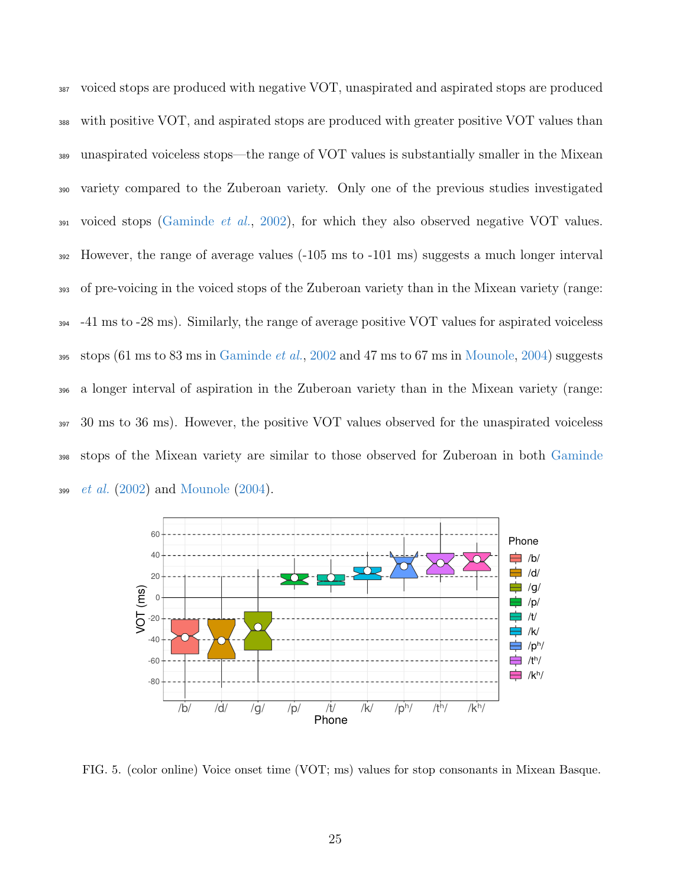voiced stops are produced with negative VOT, unaspirated and aspirated stops are produced with positive VOT, and aspirated stops are produced with greater positive VOT values than unaspirated voiceless stops—the range of VOT values is substantially smaller in the Mixean variety compared to the Zuberoan variety. Only one of the previous studies investigated voiced stops (Gaminde *et al.*, 2002), for which they also observed negative VOT values. However, the range of average values (-105 ms to -101 ms) suggests a much longer interval of pre-voicing in the voiced stops of the Zuberoan variety than in the Mixean variety (range: -41 ms to -28 ms). Similarly, the range of average positive VOT values for aspirated voiceless stops (61 ms to 83 ms in Gaminde *et al.*, 2002 and 47 ms to 67 ms in Mounole, 2004) suggests a longer interval of aspiration in the Zuberoan variety than in the Mixean variety (range: 30 ms to 36 ms). However, the positive VOT values observed for the unaspirated voiceless stops of the Mixean variety are similar to those observed for Zuberoan in both Gaminde *et al.* (2002) and Mounole (2004).

FIG. 5. (color online) Voice onset time (VOT; ms) values for stop consonants in Mixean Basque.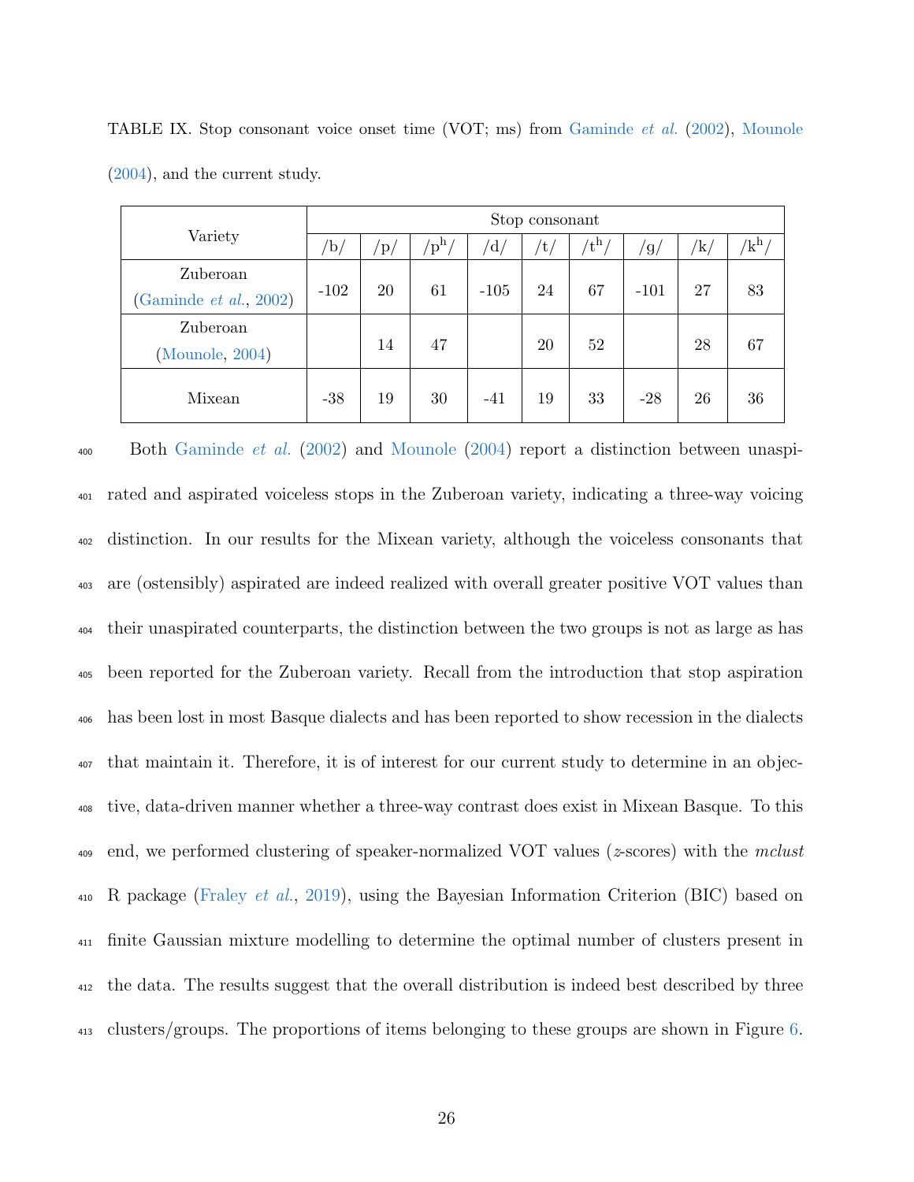TABLE IX. Stop consonant voice onset time (VOT; ms) from Gaminde *et al.* (2002), Mounole (2004), and the current study.

| Variety | Stop consonant | | | | | | | | |
|---|---|---|---|---|---|---|---|---|---|
| | /b/ | /p/ | /pʰ/ | /d/ | /t/ | /tʰ/ | /g/ | /k/ | /kʰ/ |
| Zuberoan (Gaminde *et al.*, 2002) | -102 | 20 | 61 | -105 | 24 | 67 | -101 | 27 | 83 |
| Zuberoan (Mounole, 2004) | | 14 | 47 | | 20 | 52 | | 28 | 67 |
| Mixean | -38 | 19 | 30 | -41 | 19 | 33 | -28 | 26 | 36 |

Both Gaminde *et al.* (2002) and Mounole (2004) report a distinction between unaspirated and aspirated voiceless stops in the Zuberoan variety, indicating a three-way voicing distinction. In our results for the Mixean variety, although the voiceless consonants that are (ostensibly) aspirated are indeed realized with overall greater positive VOT values than their unaspirated counterparts, the distinction between the two groups is not as large as has been reported for the Zuberoan variety. Recall from the introduction that stop aspiration has been lost in most Basque dialects and has been reported to show recession in the dialects that maintain it. Therefore, it is of interest for our current study to determine in an objective, data-driven manner whether a three-way contrast does exist in Mixean Basque. To this end, we performed clustering of speaker-normalized VOT values ($z$-scores) with the *mclust* R package (Fraley *et al.*, 2019), using the Bayesian Information Criterion (BIC) based on finite Gaussian mixture modelling to determine the optimal number of clusters present in the data. The results suggest that the overall distribution is indeed best described by three clusters/groups. The proportions of items belonging to these groups are shown in Figure 6.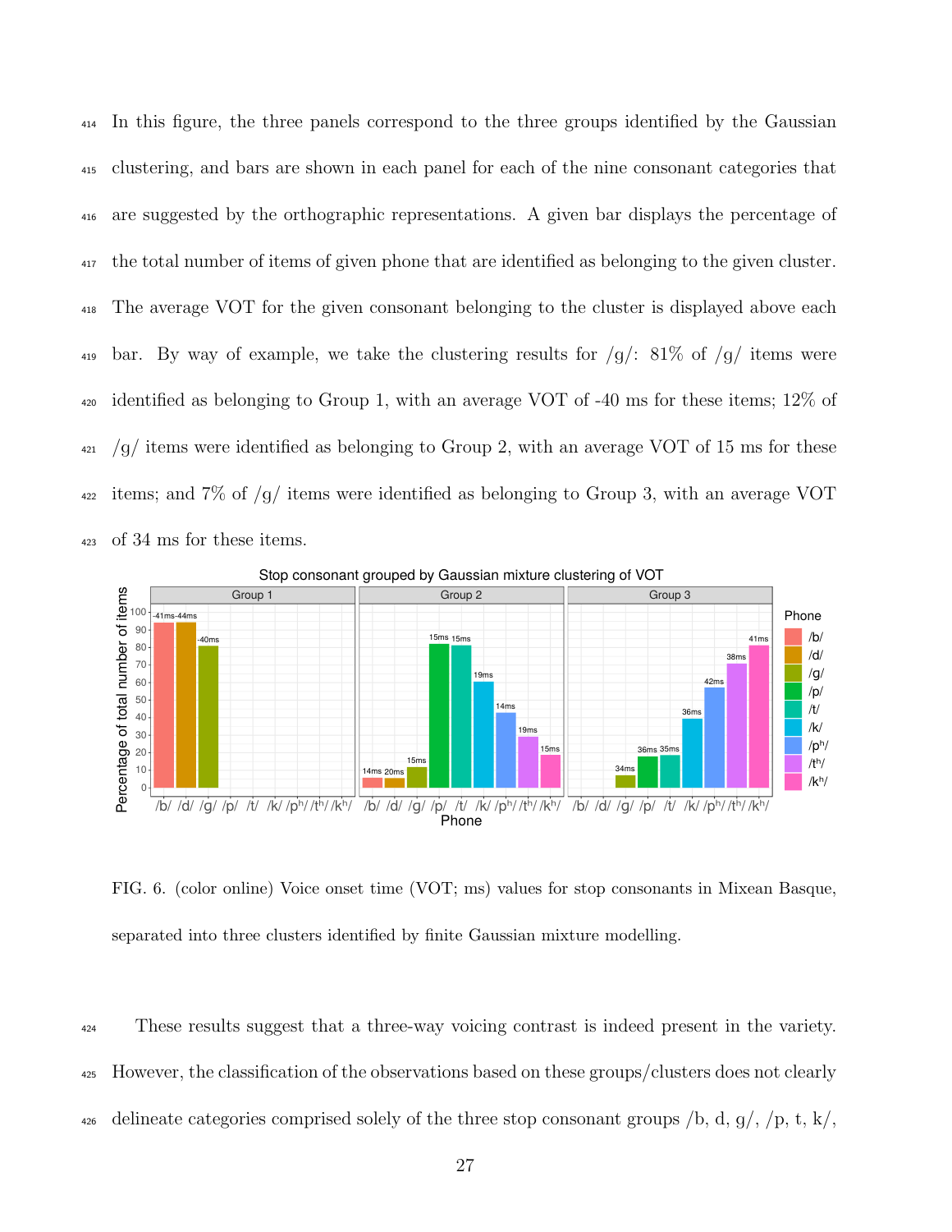In this figure, the three panels correspond to the three groups identified by the Gaussian clustering, and bars are shown in each panel for each of the nine consonant categories that are suggested by the orthographic representations. A given bar displays the percentage of the total number of items of given phone that are identified as belonging to the given cluster. The average VOT for the given consonant belonging to the cluster is displayed above each bar. By way of example, we take the clustering results for /g/: 81% of /g/ items were identified as belonging to Group 1, with an average VOT of -40 ms for these items; 12% of /g/ items were identified as belonging to Group 2, with an average VOT of 15 ms for these items; and 7% of /g/ items were identified as belonging to Group 3, with an average VOT of 34 ms for these items.

FIG. 6. (color online) Voice onset time (VOT; ms) values for stop consonants in Mixean Basque, separated into three clusters identified by finite Gaussian mixture modelling.

These results suggest that a three-way voicing contrast is indeed present in the variety. However, the classification of the observations based on these groups/clusters does not clearly delineate categories comprised solely of the three stop consonant groups /b, d, g/, /p, t, k/,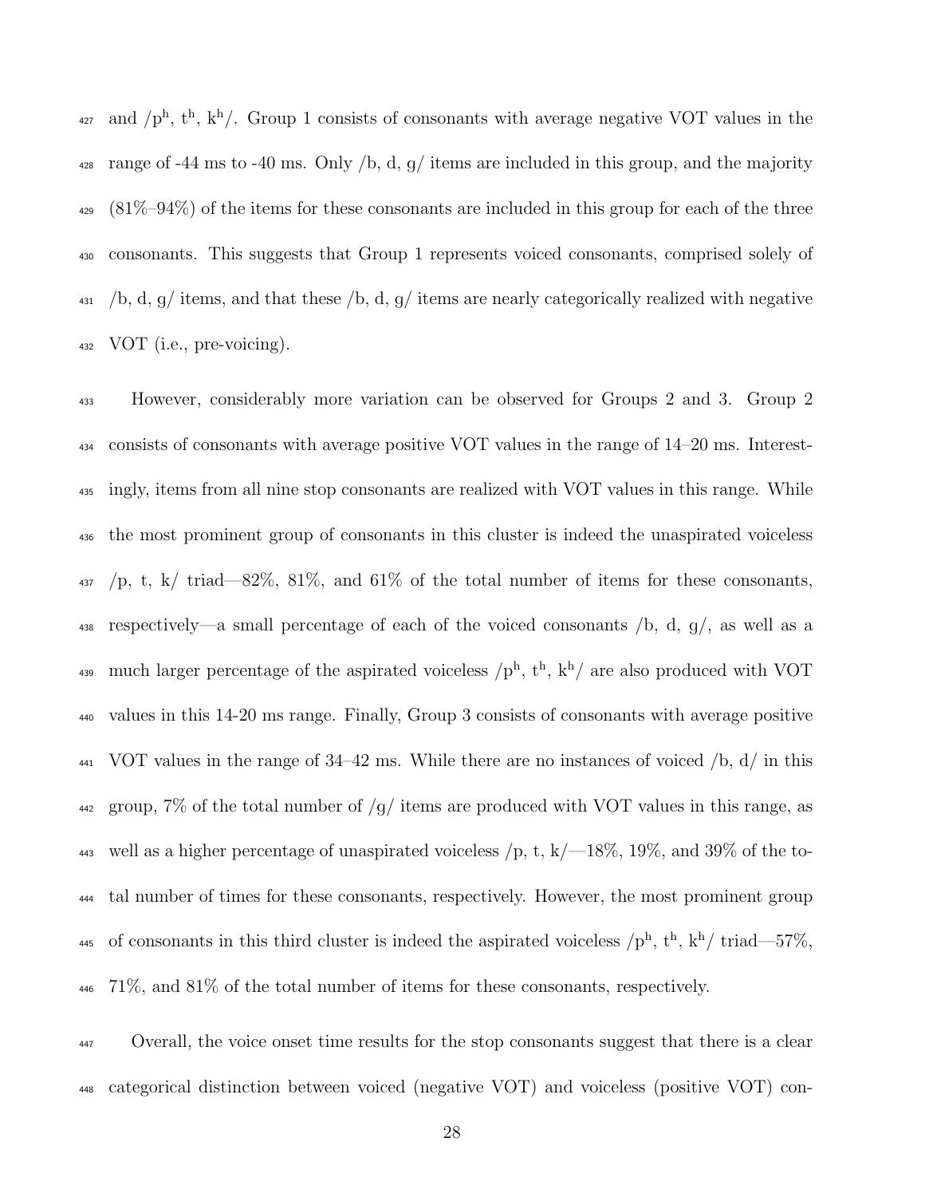and /pʰ, tʰ, kʰ/. Group 1 consists of consonants with average negative VOT values in the range of -44 ms to -40 ms. Only /b, d, g/ items are included in this group, and the majority (81%–94%) of the items for these consonants are included in this group for each of the three consonants. This suggests that Group 1 represents voiced consonants, comprised solely of /b, d, g/ items, and that these /b, d, g/ items are nearly categorically realized with negative VOT (i.e., pre-voicing).

However, considerably more variation can be observed for Groups 2 and 3. Group 2 consists of consonants with average positive VOT values in the range of 14–20 ms. Interestingly, items from all nine stop consonants are realized with VOT values in this range. While the most prominent group of consonants in this cluster is indeed the unaspirated voiceless /p, t, k/ triad—82%, 81%, and 61% of the total number of items for these consonants, respectively—a small percentage of each of the voiced consonants /b, d, g/, as well as a much larger percentage of the aspirated voiceless /pʰ, tʰ, kʰ/ are also produced with VOT values in this 14-20 ms range. Finally, Group 3 consists of consonants with average positive VOT values in the range of 34–42 ms. While there are no instances of voiced /b, d/ in this group, 7% of the total number of /g/ items are produced with VOT values in this range, as well as a higher percentage of unaspirated voiceless /p, t, k/—18%, 19%, and 39% of the total number of times for these consonants, respectively. However, the most prominent group of consonants in this third cluster is indeed the aspirated voiceless /pʰ, tʰ, kʰ/ triad—57%, 71%, and 81% of the total number of items for these consonants, respectively.

Overall, the voice onset time results for the stop consonants suggest that there is a clear categorical distinction between voiced (negative VOT) and voiceless (positive VOT) con-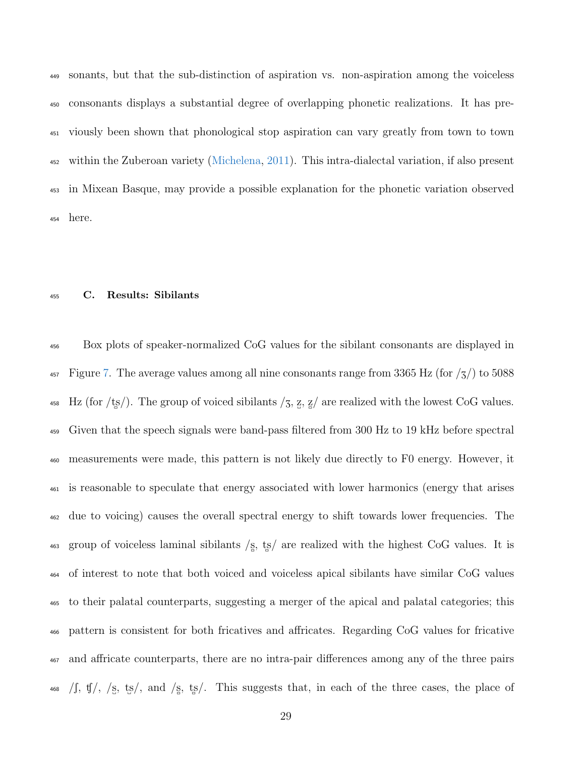sonants, but that the sub-distinction of aspiration vs. non-aspiration among the voiceless consonants displays a substantial degree of overlapping phonetic realizations. It has previously been shown that phonological stop aspiration can vary greatly from town to town within the Zuberoan variety (Michelena, 2011). This intra-dialectal variation, if also present in Mixean Basque, may provide a possible explanation for the phonetic variation observed here.

### C. Results: Sibilants

Box plots of speaker-normalized CoG values for the sibilant consonants are displayed in Figure 7. The average values among all nine consonants range from 3365 Hz (for /ʒ/) to 5088 Hz (for /ts̻/). The group of voiced sibilants /ʒ, z̺, z̻/ are realized with the lowest CoG values. Given that the speech signals were band-pass filtered from 300 Hz to 19 kHz before spectral measurements were made, this pattern is not likely due directly to F0 energy. However, it is reasonable to speculate that energy associated with lower harmonics (energy that arises due to voicing) causes the overall spectral energy to shift towards lower frequencies. The group of voiceless laminal sibilants /s̻, ts̻/ are realized with the highest CoG values. It is of interest to note that both voiced and voiceless apical sibilants have similar CoG values to their palatal counterparts, suggesting a merger of the apical and palatal categories; this pattern is consistent for both fricatives and affricates. Regarding CoG values for fricative and affricate counterparts, there are no intra-pair differences among any of the three pairs /ʃ, tʃ/, /s̺, ts̺/, and /s̻, ts̻/. This suggests that, in each of the three cases, the place of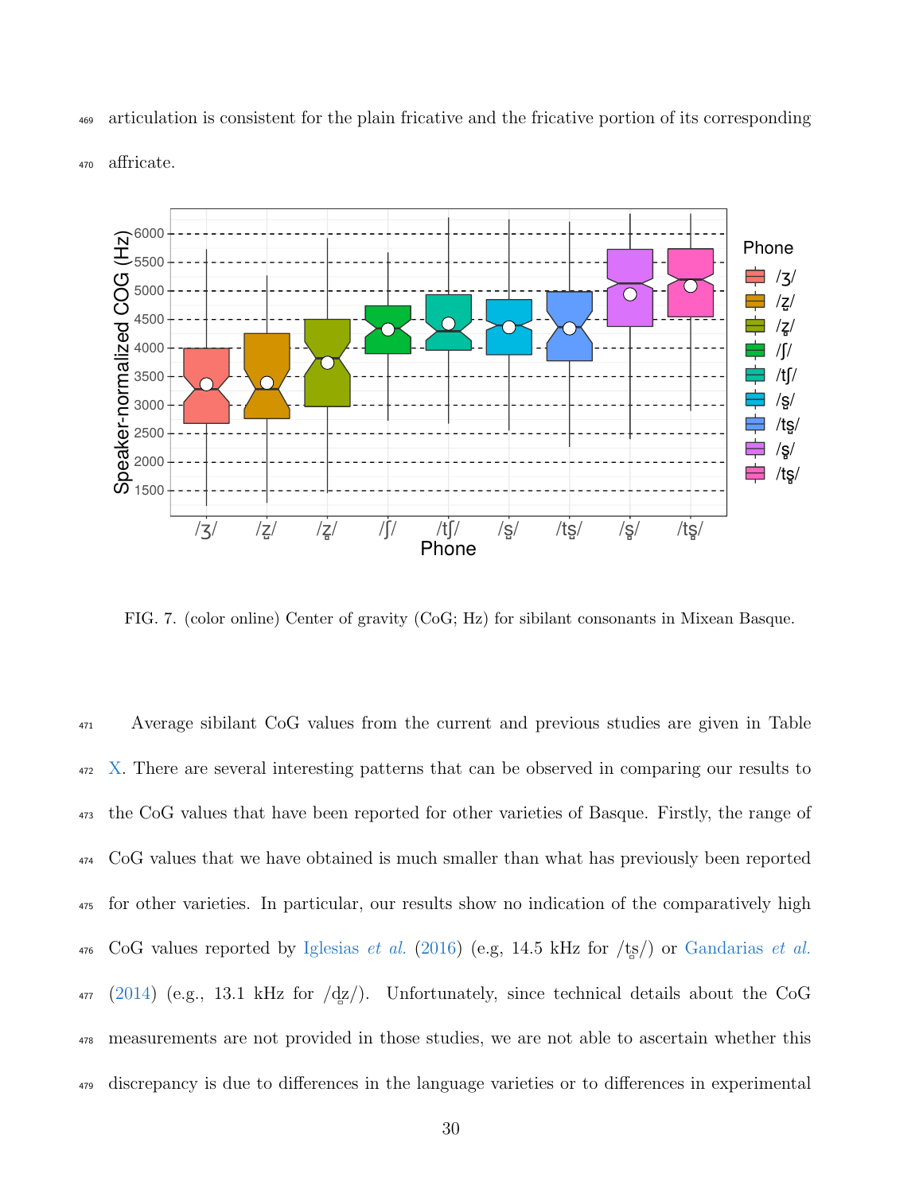articulation is consistent for the plain fricative and the fricative portion of its corresponding affricate.

FIG. 7. (color online) Center of gravity (CoG; Hz) for sibilant consonants in Mixean Basque.

Average sibilant CoG values from the current and previous studies are given in Table X. There are several interesting patterns that can be observed in comparing our results to the CoG values that have been reported for other varieties of Basque. Firstly, the range of CoG values that we have obtained is much smaller than what has previously been reported for other varieties. In particular, our results show no indication of the comparatively high CoG values reported by Iglesias *et al.* (2016) (e.g, 14.5 kHz for /ts̻/) or Gandarias *et al.* (2014) (e.g., 13.1 kHz for /dz̻/). Unfortunately, since technical details about the CoG measurements are not provided in those studies, we are not able to ascertain whether this discrepancy is due to differences in the language varieties or to differences in experimental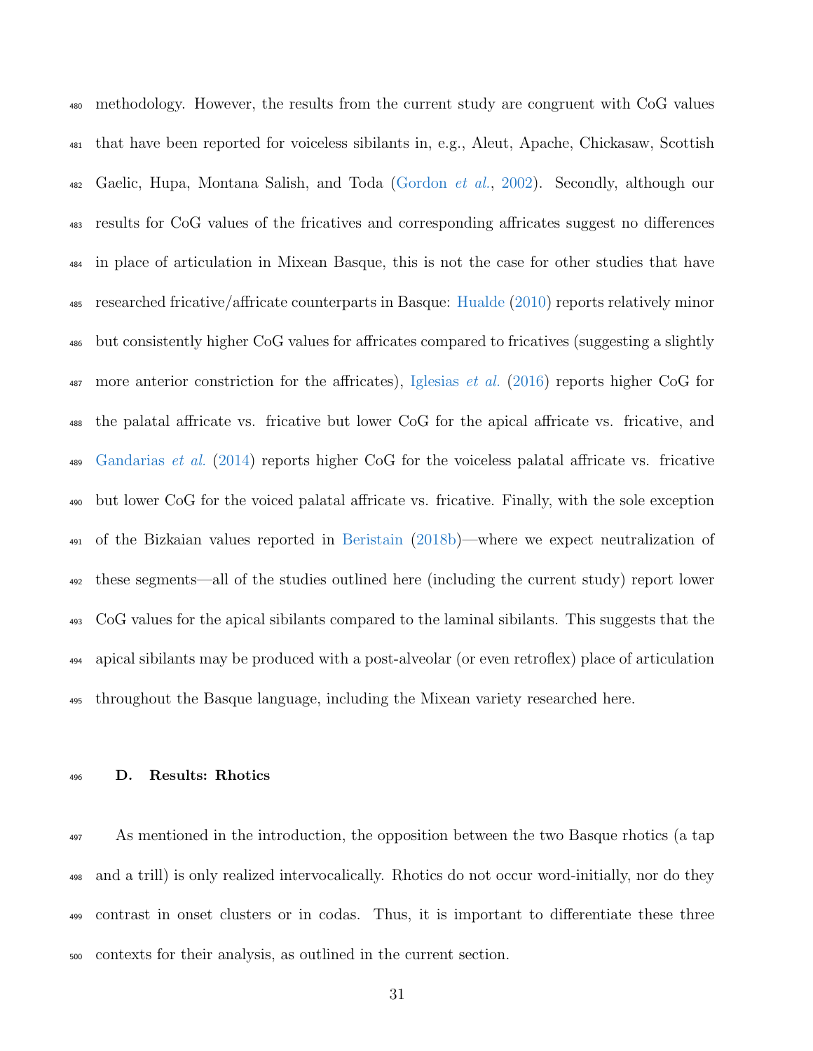methodology. However, the results from the current study are congruent with CoG values that have been reported for voiceless sibilants in, e.g., Aleut, Apache, Chickasaw, Scottish Gaelic, Hupa, Montana Salish, and Toda (Gordon *et al.*, 2002). Secondly, although our results for CoG values of the fricatives and corresponding affricates suggest no differences in place of articulation in Mixean Basque, this is not the case for other studies that have researched fricative/affricate counterparts in Basque: Hualde (2010) reports relatively minor but consistently higher CoG values for affricates compared to fricatives (suggesting a slightly more anterior constriction for the affricates), Iglesias *et al.* (2016) reports higher CoG for the palatal affricate vs. fricative but lower CoG for the apical affricate vs. fricative, and Gandarias *et al.* (2014) reports higher CoG for the voiceless palatal affricate vs. fricative but lower CoG for the voiced palatal affricate vs. fricative. Finally, with the sole exception of the Bizkaian values reported in Beristain (2018b)—where we expect neutralization of these segments—all of the studies outlined here (including the current study) report lower CoG values for the apical sibilants compared to the laminal sibilants. This suggests that the apical sibilants may be produced with a post-alveolar (or even retroflex) place of articulation throughout the Basque language, including the Mixean variety researched here.

### D. Results: Rhotics

As mentioned in the introduction, the opposition between the two Basque rhotics (a tap and a trill) is only realized intervocalically. Rhotics do not occur word-initially, nor do they contrast in onset clusters or in codas. Thus, it is important to differentiate these three contexts for their analysis, as outlined in the current section.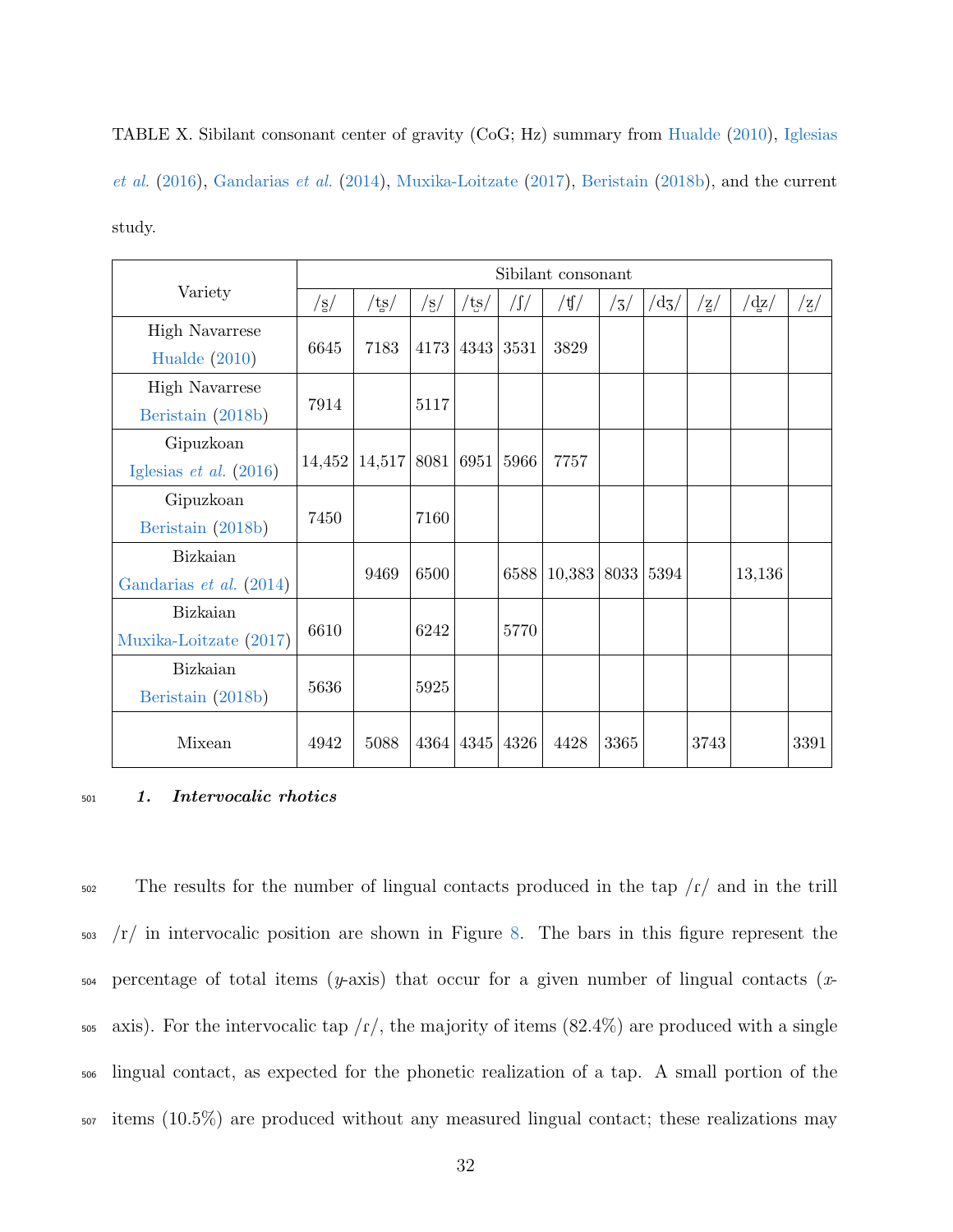TABLE X. Sibilant consonant center of gravity (CoG; Hz) summary from Hualde (2010), Iglesias *et al.* (2016), Gandarias *et al.* (2014), Muxika-Loitzate (2017), Beristain (2018b), and the current study.

| Variety | Sibilant consonant | | | | | | | | | | |
|---|---|---|---|---|---|---|---|---|---|---|---|
| | /s̺/ | /ts̺/ | /s̻/ | /ts̻/ | /ʃ/ | /ʧ/ | /ʒ/ | /dʒ/ | /z̺/ | /dz̺/ | /z̻/ |
| High Navarrese Hualde (2010) | 6645 | 7183 | 4173 | 4343 | 3531 | 3829 | | | | | |
| High Navarrese Beristain (2018b) | 7914 | | 5117 | | | | | | | | |
| Gipuzkoan Iglesias *et al.* (2016) | 14,452 | 14,517 | 8081 | 6951 | 5966 | 7757 | | | | | |
| Gipuzkoan Beristain (2018b) | 7450 | | 7160 | | | | | | | | |
| Bizkaian Gandarias *et al.* (2014) | | 9469 | 6500 | | 6588 | 10,383 | 8033 | 5394 | | 13,136 | |
| Bizkaian Muxika-Loitzate (2017) | 6610 | | 6242 | | 5770 | | | | | | |
| Bizkaian Beristain (2018b) | 5636 | | 5925 | | | | | | | | |
| Mixean | 4942 | 5088 | 4364 | 4345 | 4326 | 4428 | 3365 | | 3743 | | 3391 |

### 1. *Intervocalic rhotics*

The results for the number of lingual contacts produced in the tap /ɾ/ and in the trill /r/ in intervocalic position are shown in Figure 8. The bars in this figure represent the percentage of total items ($y$-axis) that occur for a given number of lingual contacts ($x$-axis). For the intervocalic tap /ɾ/, the majority of items (82.4%) are produced with a single lingual contact, as expected for the phonetic realization of a tap. A small portion of the items (10.5%) are produced without any measured lingual contact; these realizations may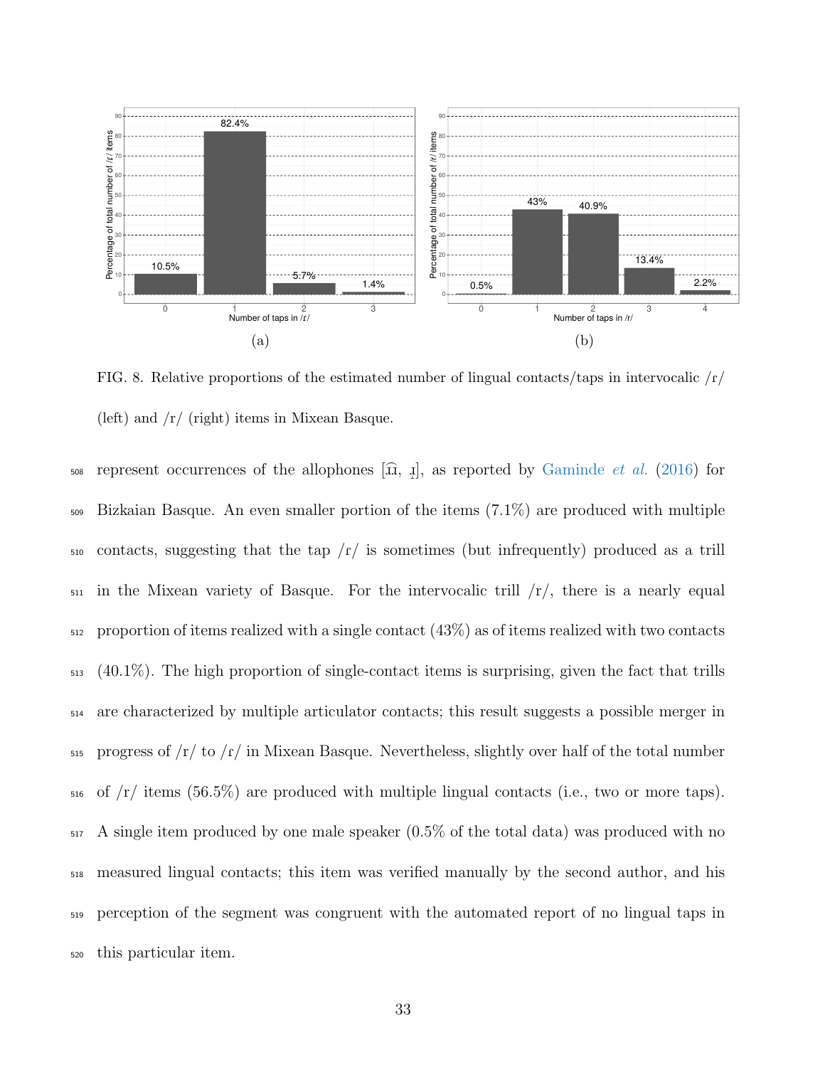FIG. 8. Relative proportions of the estimated number of lingual contacts/taps in intervocalic /ɾ/ (left) and /r/ (right) items in Mixean Basque.

represent occurrences of the allophones [ɹ͡ɹ, ɹ̝], as reported by Gaminde *et al.* (2016) for Bizkaian Basque. An even smaller portion of the items (7.1%) are produced with multiple contacts, suggesting that the tap /ɾ/ is sometimes (but infrequently) produced as a trill in the Mixean variety of Basque. For the intervocalic trill /r/, there is a nearly equal proportion of items realized with a single contact (43%) as of items realized with two contacts (40.1%). The high proportion of single-contact items is surprising, given the fact that trills are characterized by multiple articulator contacts; this result suggests a possible merger in progress of /r/ to /ɾ/ in Mixean Basque. Nevertheless, slightly over half of the total number of /r/ items (56.5%) are produced with multiple lingual contacts (i.e., two or more taps). A single item produced by one male speaker (0.5% of the total data) was produced with no measured lingual contacts; this item was verified manually by the second author, and his perception of the segment was congruent with the automated report of no lingual taps in this particular item.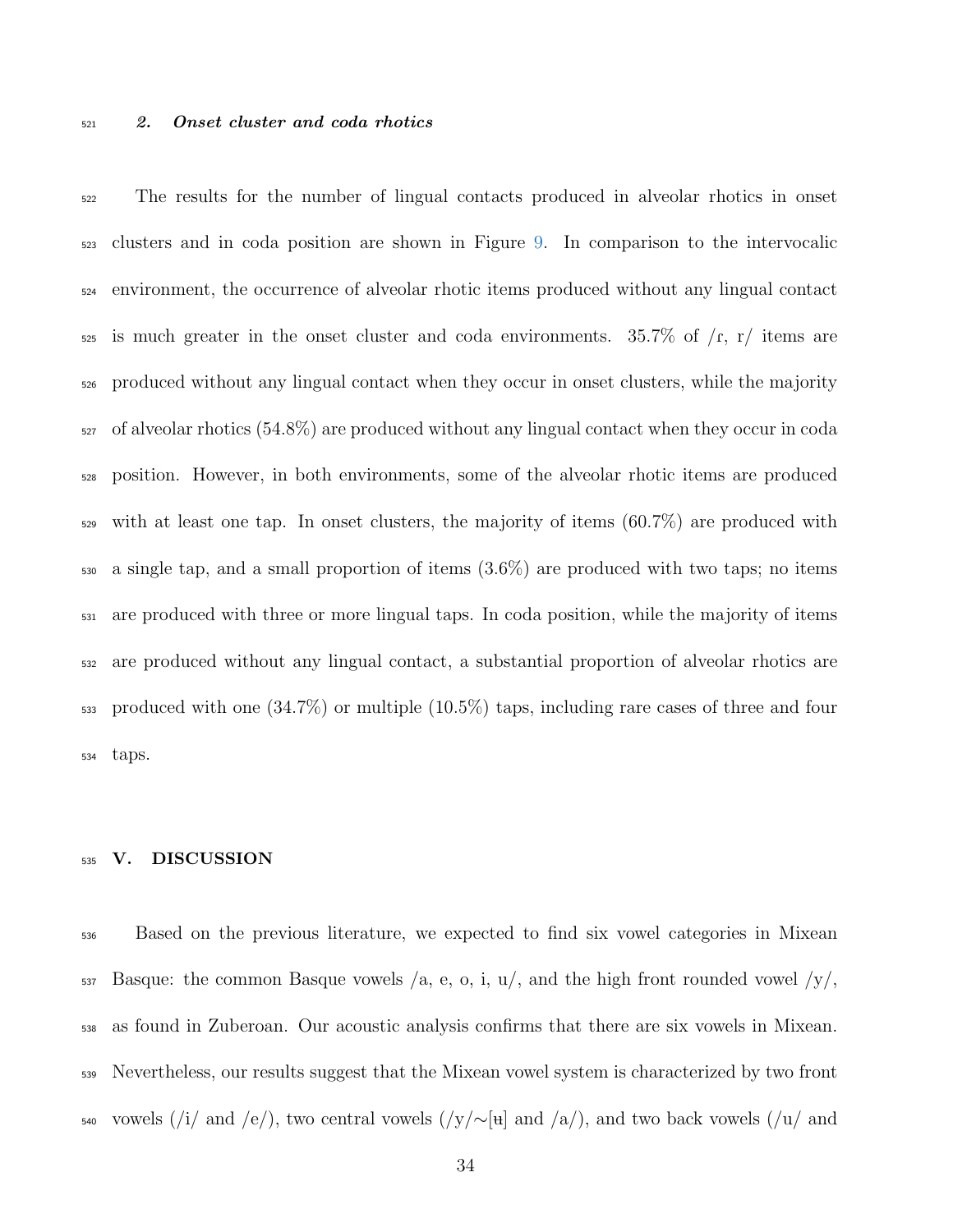### 2. *Onset cluster and coda rhotics*

The results for the number of lingual contacts produced in alveolar rhotics in onset clusters and in coda position are shown in Figure 9. In comparison to the intervocalic environment, the occurrence of alveolar rhotic items produced without any lingual contact is much greater in the onset cluster and coda environments. 35.7% of /ɾ, r/ items are produced without any lingual contact when they occur in onset clusters, while the majority of alveolar rhotics (54.8%) are produced without any lingual contact when they occur in coda position. However, in both environments, some of the alveolar rhotic items are produced with at least one tap. In onset clusters, the majority of items (60.7%) are produced with a single tap, and a small proportion of items (3.6%) are produced with two taps; no items are produced with three or more lingual taps. In coda position, while the majority of items are produced without any lingual contact, a substantial proportion of alveolar rhotics are produced with one (34.7%) or multiple (10.5%) taps, including rare cases of three and four taps.

## V. DISCUSSION

Based on the previous literature, we expected to find six vowel categories in Mixean Basque: the common Basque vowels /a, e, o, i, u/, and the high front rounded vowel /y/, as found in Zuberoan. Our acoustic analysis confirms that there are six vowels in Mixean. Nevertheless, our results suggest that the Mixean vowel system is characterized by two front vowels (/i/ and /e/), two central vowels (/y/∼[ʉ] and /a/), and two back vowels (/u/ and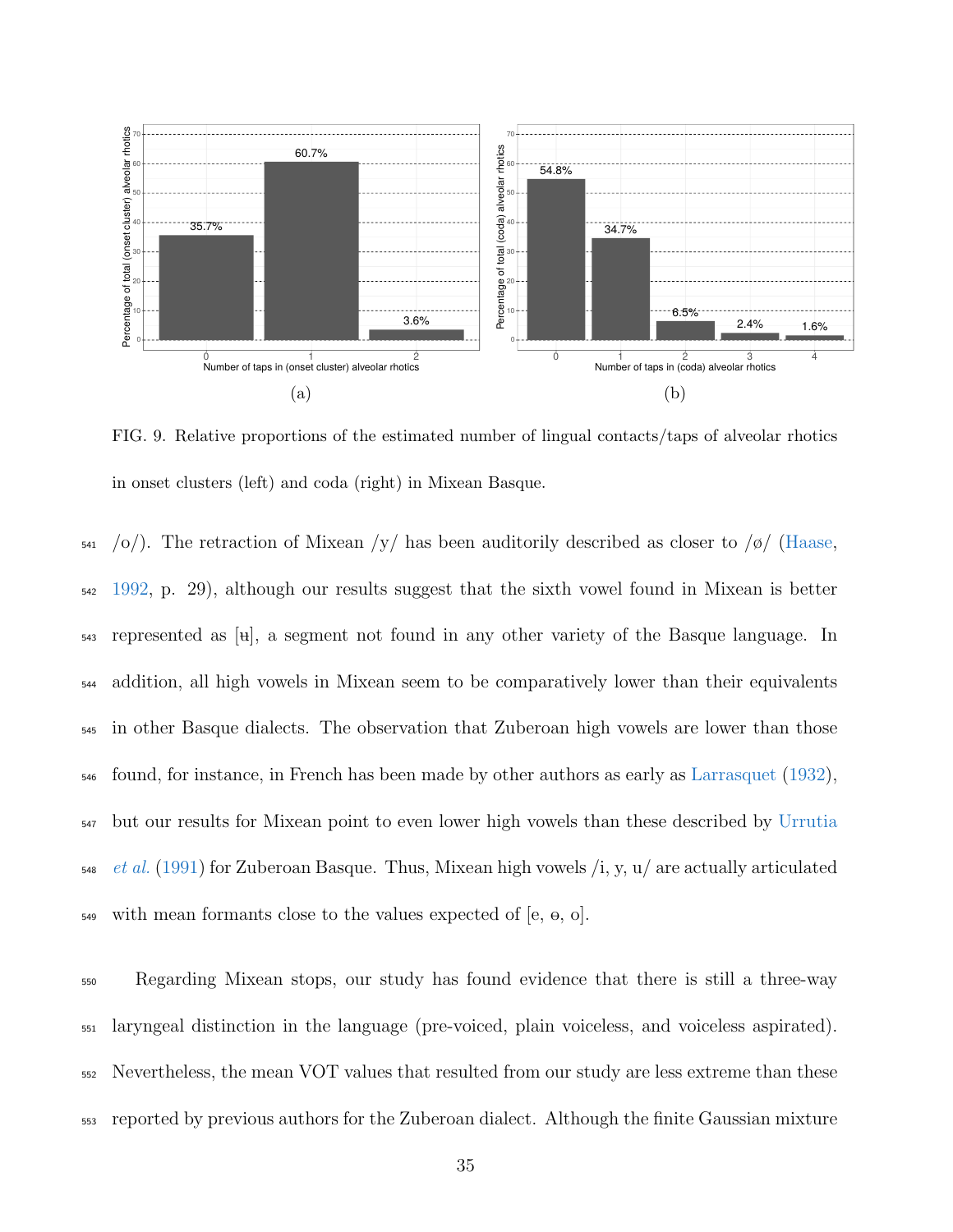FIG. 9. Relative proportions of the estimated number of lingual contacts/taps of alveolar rhotics in onset clusters (left) and coda (right) in Mixean Basque.

/o/). The retraction of Mixean /y/ has been auditorily described as closer to /ø/ (Haase, 1992, p. 29), although our results suggest that the sixth vowel found in Mixean is better represented as [ʉ], a segment not found in any other variety of the Basque language. In addition, all high vowels in Mixean seem to be comparatively lower than their equivalents in other Basque dialects. The observation that Zuberoan high vowels are lower than those found, for instance, in French has been made by other authors as early as Larrasquet (1932), but our results for Mixean point to even lower high vowels than these described by Urrutia *et al.* (1991) for Zuberoan Basque. Thus, Mixean high vowels /i, y, u/ are actually articulated with mean formants close to the values expected of [e, ɵ, o].

Regarding Mixean stops, our study has found evidence that there is still a three-way laryngeal distinction in the language (pre-voiced, plain voiceless, and voiceless aspirated). Nevertheless, the mean VOT values that resulted from our study are less extreme than these reported by previous authors for the Zuberoan dialect. Although the finite Gaussian mixture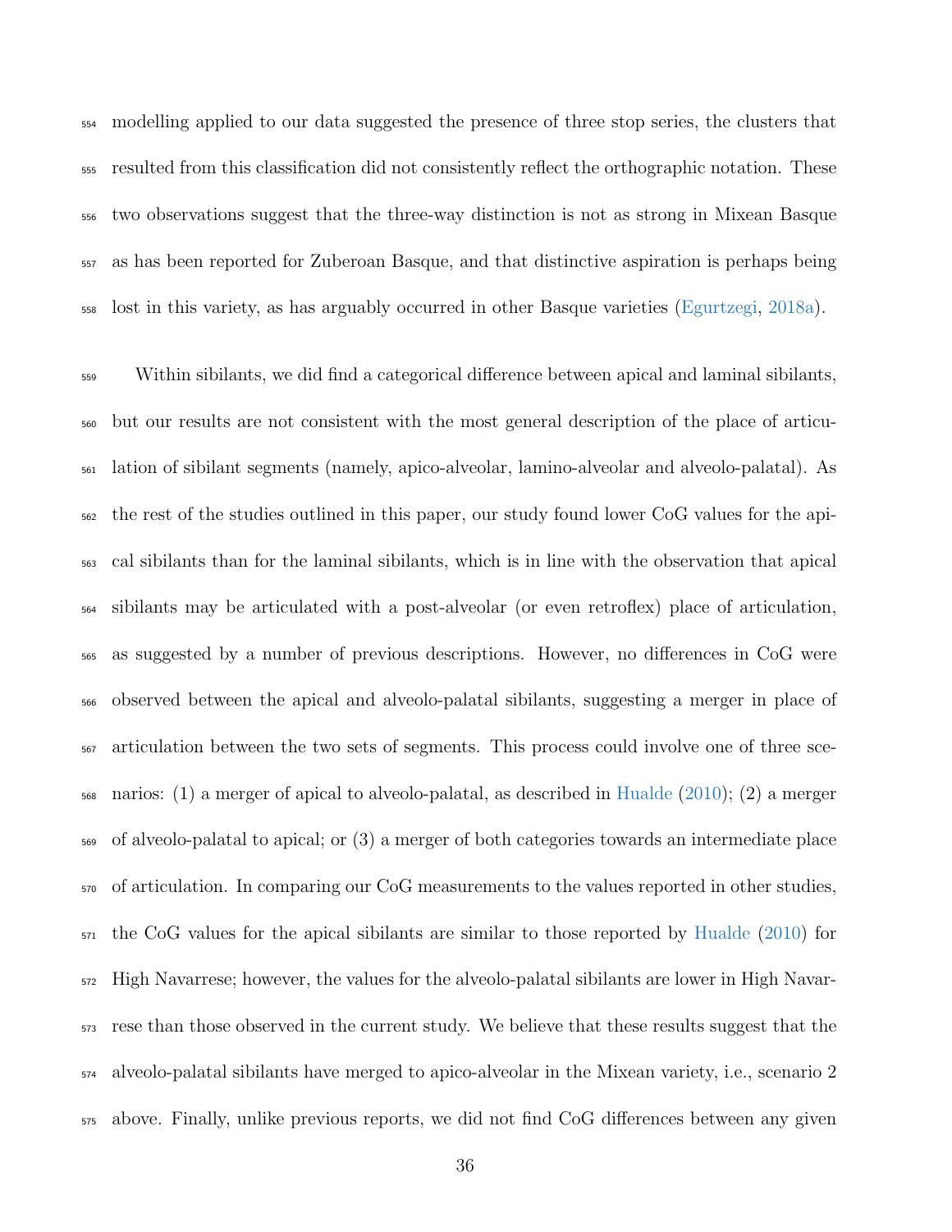modelling applied to our data suggested the presence of three stop series, the clusters that resulted from this classification did not consistently reflect the orthographic notation. These two observations suggest that the three-way distinction is not as strong in Mixean Basque as has been reported for Zuberoan Basque, and that distinctive aspiration is perhaps being lost in this variety, as has arguably occurred in other Basque varieties (Egurtzegi, 2018a).

Within sibilants, we did find a categorical difference between apical and laminal sibilants, but our results are not consistent with the most general description of the place of articulation of sibilant segments (namely, apico-alveolar, lamino-alveolar and alveolo-palatal). As the rest of the studies outlined in this paper, our study found lower CoG values for the apical sibilants than for the laminal sibilants, which is in line with the observation that apical sibilants may be articulated with a post-alveolar (or even retroflex) place of articulation, as suggested by a number of previous descriptions. However, no differences in CoG were observed between the apical and alveolo-palatal sibilants, suggesting a merger in place of articulation between the two sets of segments. This process could involve one of three scenarios: (1) a merger of apical to alveolo-palatal, as described in Hualde (2010); (2) a merger of alveolo-palatal to apical; or (3) a merger of both categories towards an intermediate place of articulation. In comparing our CoG measurements to the values reported in other studies, the CoG values for the apical sibilants are similar to those reported by Hualde (2010) for High Navarrese; however, the values for the alveolo-palatal sibilants are lower in High Navarrese than those observed in the current study. We believe that these results suggest that the alveolo-palatal sibilants have merged to apico-alveolar in the Mixean variety, i.e., scenario 2 above. Finally, unlike previous reports, we did not find CoG differences between any given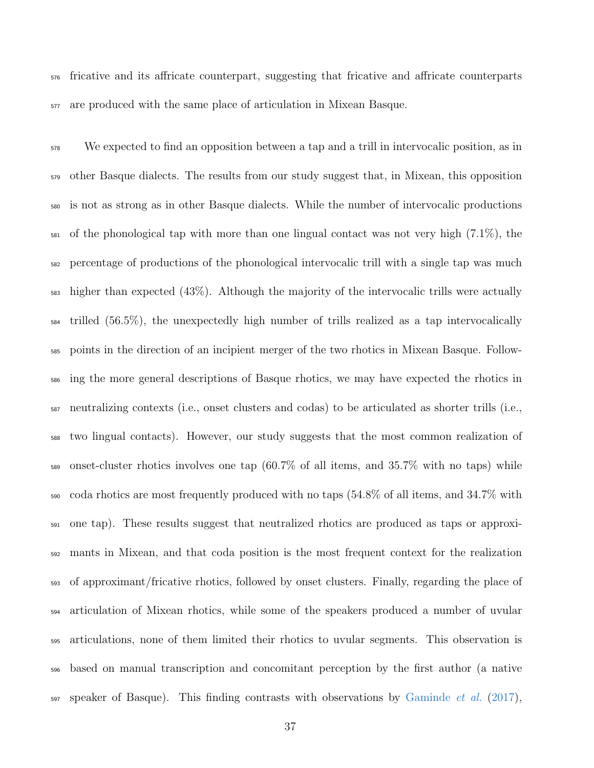fricative and its affricate counterpart, suggesting that fricative and affricate counterparts are produced with the same place of articulation in Mixean Basque.

We expected to find an opposition between a tap and a trill in intervocalic position, as in other Basque dialects. The results from our study suggest that, in Mixean, this opposition is not as strong as in other Basque dialects. While the number of intervocalic productions of the phonological tap with more than one lingual contact was not very high (7.1%), the percentage of productions of the phonological intervocalic trill with a single tap was much higher than expected (43%). Although the majority of the intervocalic trills were actually trilled (56.5%), the unexpectedly high number of trills realized as a tap intervocalically points in the direction of an incipient merger of the two rhotics in Mixean Basque. Following the more general descriptions of Basque rhotics, we may have expected the rhotics in neutralizing contexts (i.e., onset clusters and codas) to be articulated as shorter trills (i.e., two lingual contacts). However, our study suggests that the most common realization of onset-cluster rhotics involves one tap (60.7% of all items, and 35.7% with no taps) while coda rhotics are most frequently produced with no taps (54.8% of all items, and 34.7% with one tap). These results suggest that neutralized rhotics are produced as taps or approximants in Mixean, and that coda position is the most frequent context for the realization of approximant/fricative rhotics, followed by onset clusters. Finally, regarding the place of articulation of Mixean rhotics, while some of the speakers produced a number of uvular articulations, none of them limited their rhotics to uvular segments. This observation is based on manual transcription and concomitant perception by the first author (a native speaker of Basque). This finding contrasts with observations by Gaminde *et al.* (2017),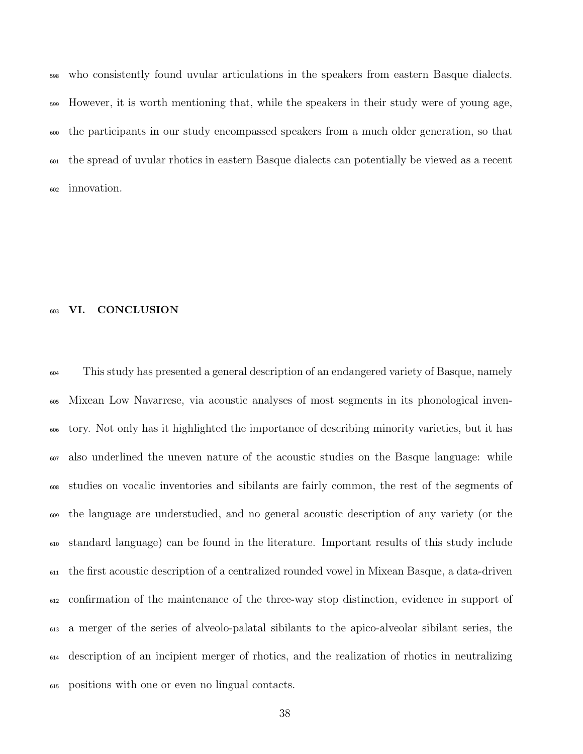who consistently found uvular articulations in the speakers from eastern Basque dialects. However, it is worth mentioning that, while the speakers in their study were of young age, the participants in our study encompassed speakers from a much older generation, so that the spread of uvular rhotics in eastern Basque dialects can potentially be viewed as a recent innovation.

## VI. CONCLUSION

This study has presented a general description of an endangered variety of Basque, namely Mixean Low Navarrese, via acoustic analyses of most segments in its phonological inventory. Not only has it highlighted the importance of describing minority varieties, but it has also underlined the uneven nature of the acoustic studies on the Basque language: while studies on vocalic inventories and sibilants are fairly common, the rest of the segments of the language are understudied, and no general acoustic description of any variety (or the standard language) can be found in the literature. Important results of this study include the first acoustic description of a centralized rounded vowel in Mixean Basque, a data-driven confirmation of the maintenance of the three-way stop distinction, evidence in support of a merger of the series of alveolo-palatal sibilants to the apico-alveolar sibilant series, the description of an incipient merger of rhotics, and the realization of rhotics in neutralizing positions with one or even no lingual contacts.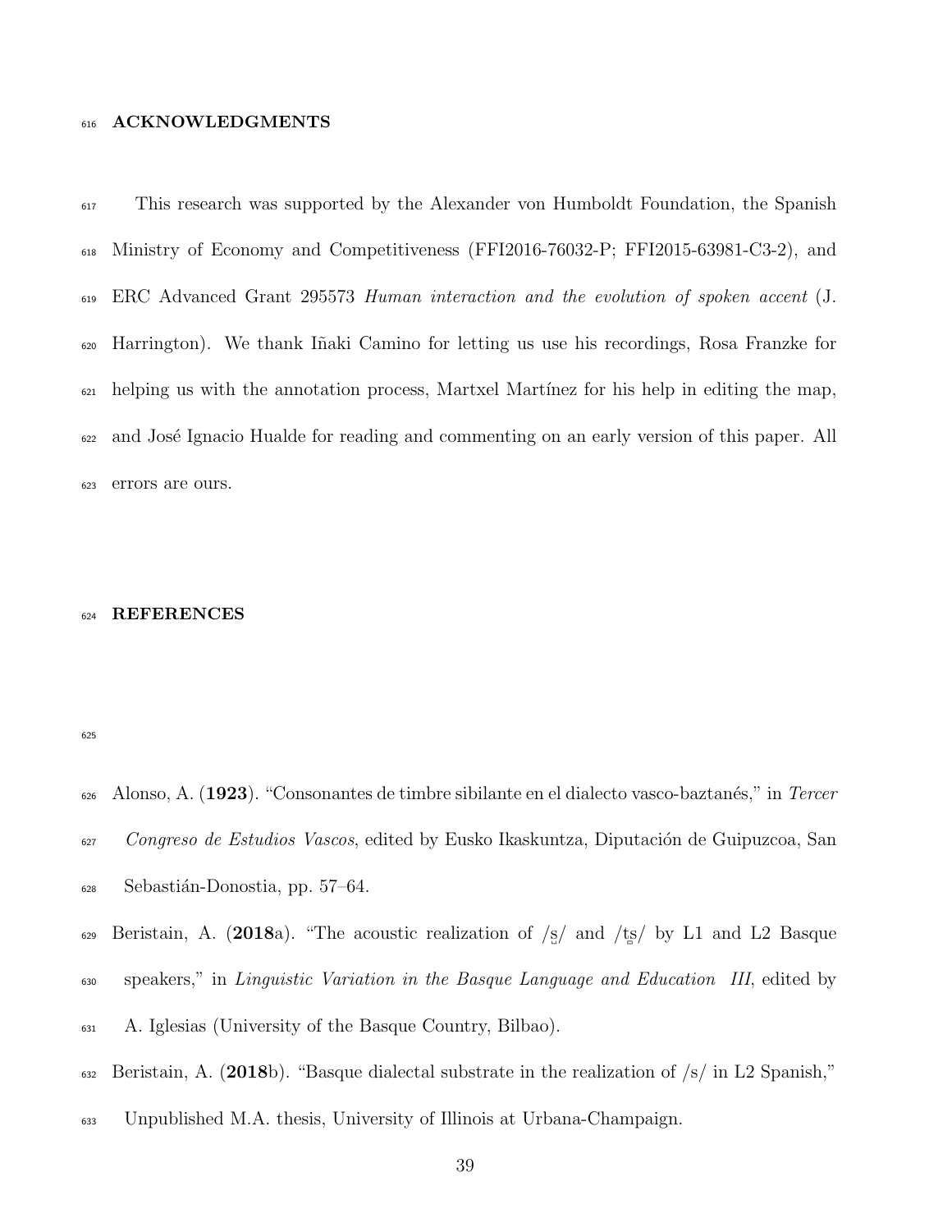## ACKNOWLEDGMENTS

This research was supported by the Alexander von Humboldt Foundation, the Spanish Ministry of Economy and Competitiveness (FFI2016-76032-P; FFI2015-63981-C3-2), and ERC Advanced Grant 295573 *Human interaction and the evolution of spoken accent* (J. Harrington). We thank Iñaki Camino for letting us use his recordings, Rosa Franzke for helping us with the annotation process, Martxel Martínez for his help in editing the map, and José Ignacio Hualde for reading and commenting on an early version of this paper. All errors are ours.

## REFERENCES

Alonso, A. (**1923**). "Consonantes de timbre sibilante en el dialecto vasco-baztanés," in *Tercer Congreso de Estudios Vascos*, edited by Eusko Ikaskuntza, Diputación de Guipuzcoa, San Sebastián-Donostia, pp. 57–64.

Beristain, A. (**2018**a). "The acoustic realization of /s̺/ and /ts̺/ by L1 and L2 Basque speakers," in *Linguistic Variation in the Basque Language and Education III*, edited by A. Iglesias (University of the Basque Country, Bilbao).

Beristain, A. (**2018**b). "Basque dialectal substrate in the realization of /s/ in L2 Spanish," Unpublished M.A. thesis, University of Illinois at Urbana-Champaign.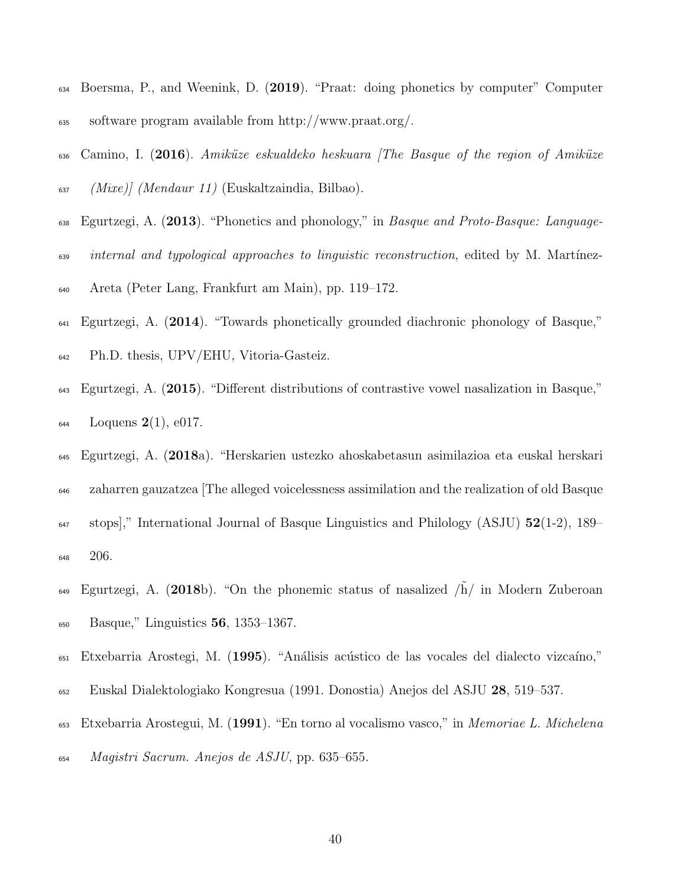Boersma, P., and Weenink, D. (**2019**). "Praat: doing phonetics by computer" Computer software program available from http://www.praat.org/.

Camino, I. (**2016**). *Amiküze eskualdeko heskuara [The Basque of the region of Amiküze (Mixe)] (Mendaur 11)* (Euskaltzaindia, Bilbao).

Egurtzegi, A. (**2013**). "Phonetics and phonology," in *Basque and Proto-Basque: Language-internal and typological approaches to linguistic reconstruction*, edited by M. Martínez-Areta (Peter Lang, Frankfurt am Main), pp. 119–172.

Egurtzegi, A. (**2014**). "Towards phonetically grounded diachronic phonology of Basque," Ph.D. thesis, UPV/EHU, Vitoria-Gasteiz.

Egurtzegi, A. (**2015**). "Different distributions of contrastive vowel nasalization in Basque," Loquens **2**(1), e017.

Egurtzegi, A. (**2018**a). "Herskarien ustezko ahoskabetasun asimilazioa eta euskal herskari zaharren gauzatzea [The alleged voicelessness assimilation and the realization of old Basque stops]," International Journal of Basque Linguistics and Philology (ASJU) **52**(1-2), 189–206.

Egurtzegi, A. (**2018**b). "On the phonemic status of nasalized /h̃/ in Modern Zuberoan Basque," Linguistics **56**, 1353–1367.

Etxebarria Arostegi, M. (**1995**). "Análisis acústico de las vocales del dialecto vizcaíno," Euskal Dialektologiako Kongresua (1991. Donostia) Anejos del ASJU **28**, 519–537.

Etxebarria Arostegui, M. (**1991**). "En torno al vocalismo vasco," in *Memoriae L. Michelena Magistri Sacrum. Anejos de ASJU*, pp. 635–655.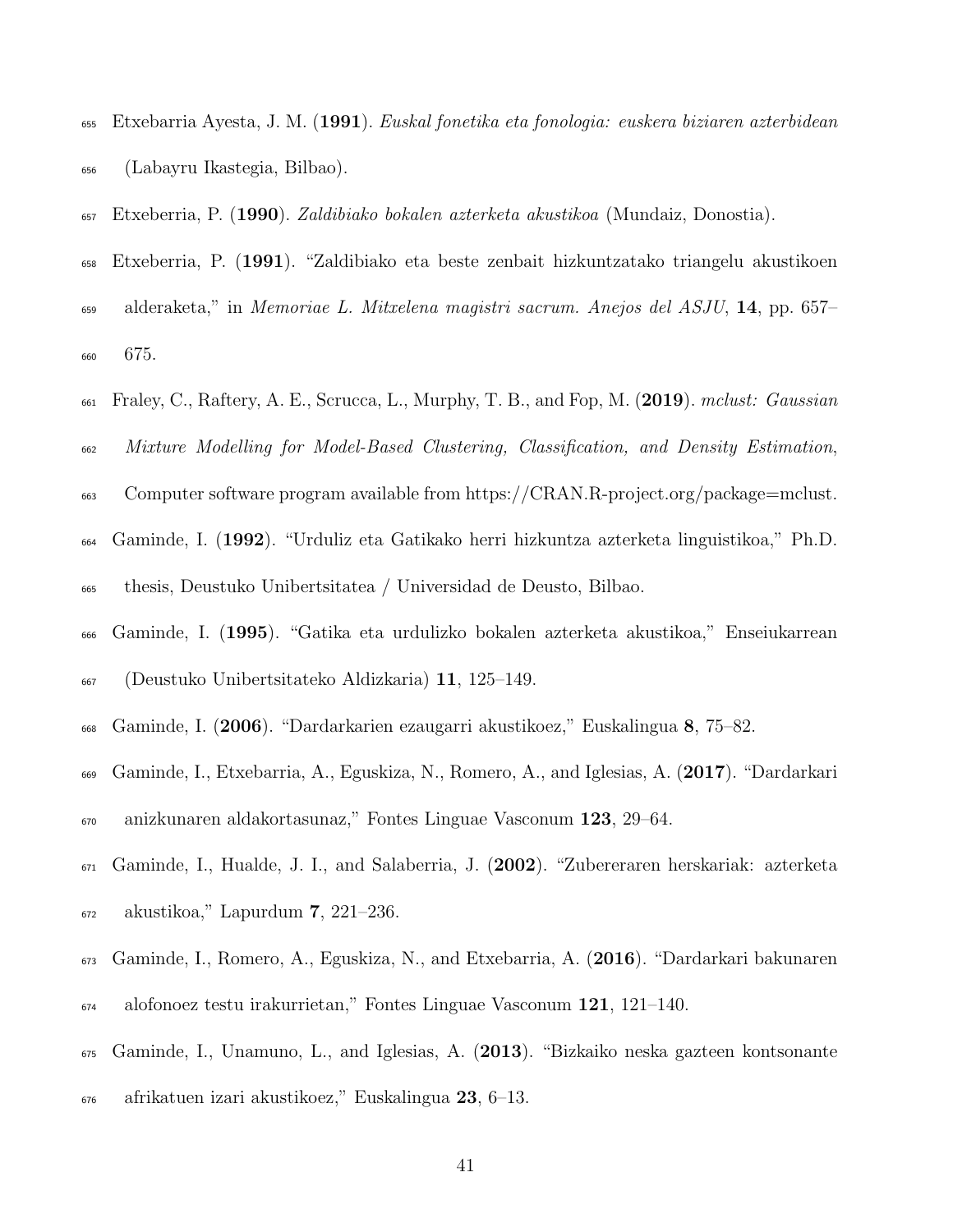Etxebarria Ayesta, J. M. (**1991**). *Euskal fonetika eta fonologia: euskera biziaren azterbidean* (Labayru Ikastegia, Bilbao).

Etxeberria, P. (**1990**). *Zaldibiako bokalen azterketa akustikoa* (Mundaiz, Donostia).

Etxeberria, P. (**1991**). "Zaldibiako eta beste zenbait hizkuntzatako triangelu akustikoen alderaketa," in *Memoriae L. Mitxelena magistri sacrum. Anejos del ASJU*, **14**, pp. 657–675.

Fraley, C., Raftery, A. E., Scrucca, L., Murphy, T. B., and Fop, M. (**2019**). *mclust: Gaussian Mixture Modelling for Model-Based Clustering, Classification, and Density Estimation*, Computer software program available from https://CRAN.R-project.org/package=mclust.

Gaminde, I. (**1992**). "Urduliz eta Gatikako herri hizkuntza azterketa linguistikoa," Ph.D. thesis, Deustuko Unibertsitatea / Universidad de Deusto, Bilbao.

Gaminde, I. (**1995**). "Gatika eta urdulizko bokalen azterketa akustikoa," Enseiukarrean (Deustuko Unibertsitateko Aldizkaria) **11**, 125–149.

Gaminde, I. (**2006**). "Dardarkarien ezaugarri akustikoez," Euskalingua **8**, 75–82.

Gaminde, I., Etxebarria, A., Eguskiza, N., Romero, A., and Iglesias, A. (**2017**). "Dardarkari anizkunaren aldakortasunaz," Fontes Linguae Vasconum **123**, 29–64.

Gaminde, I., Hualde, J. I., and Salaberria, J. (**2002**). "Zubereraren herskariak: azterketa akustikoa," Lapurdum **7**, 221–236.

Gaminde, I., Romero, A., Eguskiza, N., and Etxebarria, A. (**2016**). "Dardarkari bakunaren alofonoez testu irakurrietan," Fontes Linguae Vasconum **121**, 121–140.

Gaminde, I., Unamuno, L., and Iglesias, A. (**2013**). "Bizkaiko neska gazteen kontsonante afrikatuen izari akustikoez," Euskalingua **23**, 6–13.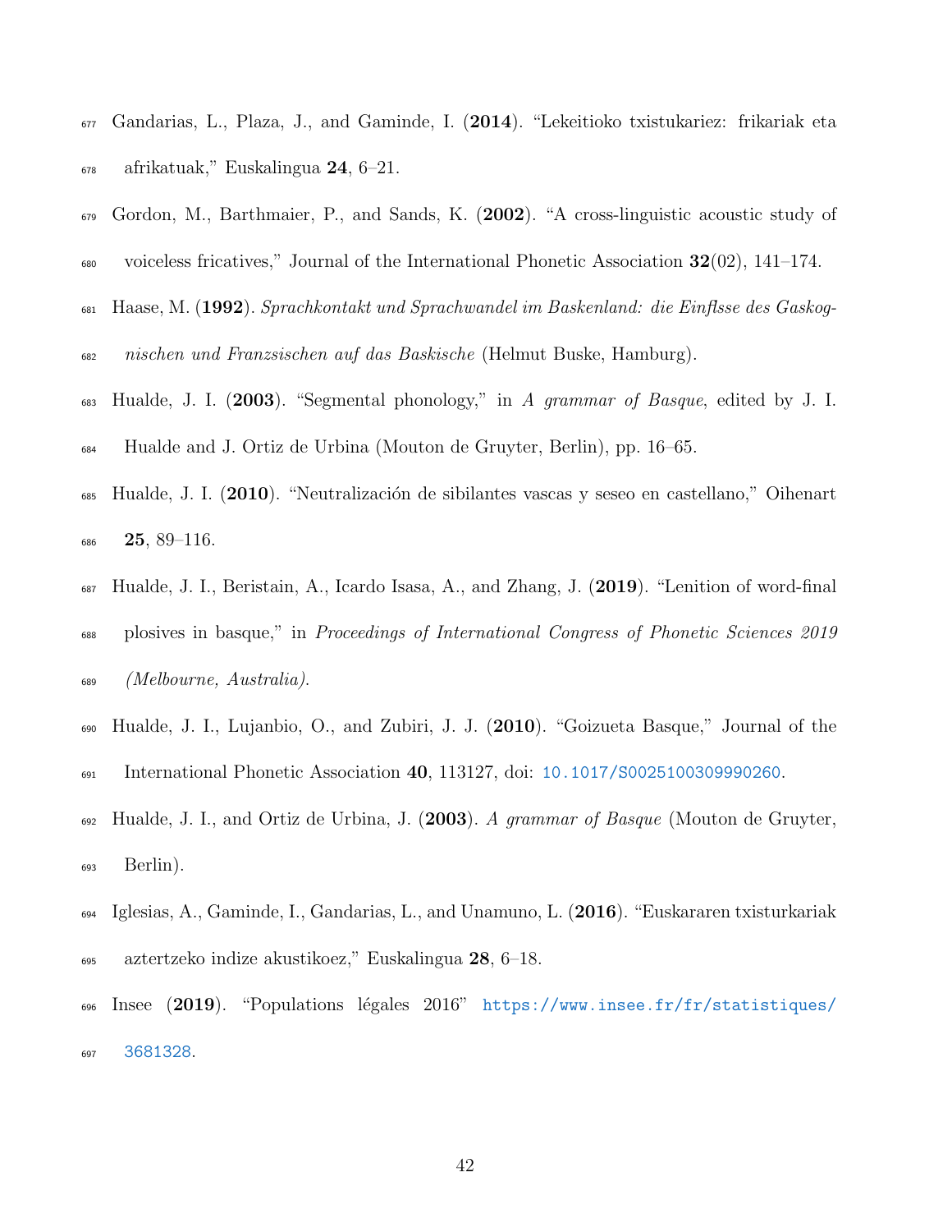Gandarias, L., Plaza, J., and Gaminde, I. (**2014**). "Lekeitioko txistukariez: frikariak eta afrikatuak," Euskalingua **24**, 6–21.

Gordon, M., Barthmaier, P., and Sands, K. (**2002**). "A cross-linguistic acoustic study of voiceless fricatives," Journal of the International Phonetic Association **32**(02), 141–174.

Haase, M. (**1992**). *Sprachkontakt und Sprachwandel im Baskenland: die Einflsse des Gaskognischen und Franzsischen auf das Baskische* (Helmut Buske, Hamburg).

Hualde, J. I. (**2003**). "Segmental phonology," in *A grammar of Basque*, edited by J. I. Hualde and J. Ortiz de Urbina (Mouton de Gruyter, Berlin), pp. 16–65.

Hualde, J. I. (**2010**). "Neutralización de sibilantes vascas y seseo en castellano," Oihenart **25**, 89–116.

Hualde, J. I., Beristain, A., Icardo Isasa, A., and Zhang, J. (**2019**). "Lenition of word-final plosives in basque," in *Proceedings of International Congress of Phonetic Sciences 2019 (Melbourne, Australia)*.

Hualde, J. I., Lujanbio, O., and Zubiri, J. J. (**2010**). "Goizueta Basque," Journal of the International Phonetic Association **40**, 113127, doi: 10.1017/S0025100309990260.

Hualde, J. I., and Ortiz de Urbina, J. (**2003**). *A grammar of Basque* (Mouton de Gruyter, Berlin).

Iglesias, A., Gaminde, I., Gandarias, L., and Unamuno, L. (**2016**). "Euskararen txisturkariak aztertzeko indize akustikoez," Euskalingua **28**, 6–18.

Insee (**2019**). "Populations légales 2016" https://www.insee.fr/fr/statistiques/3681328.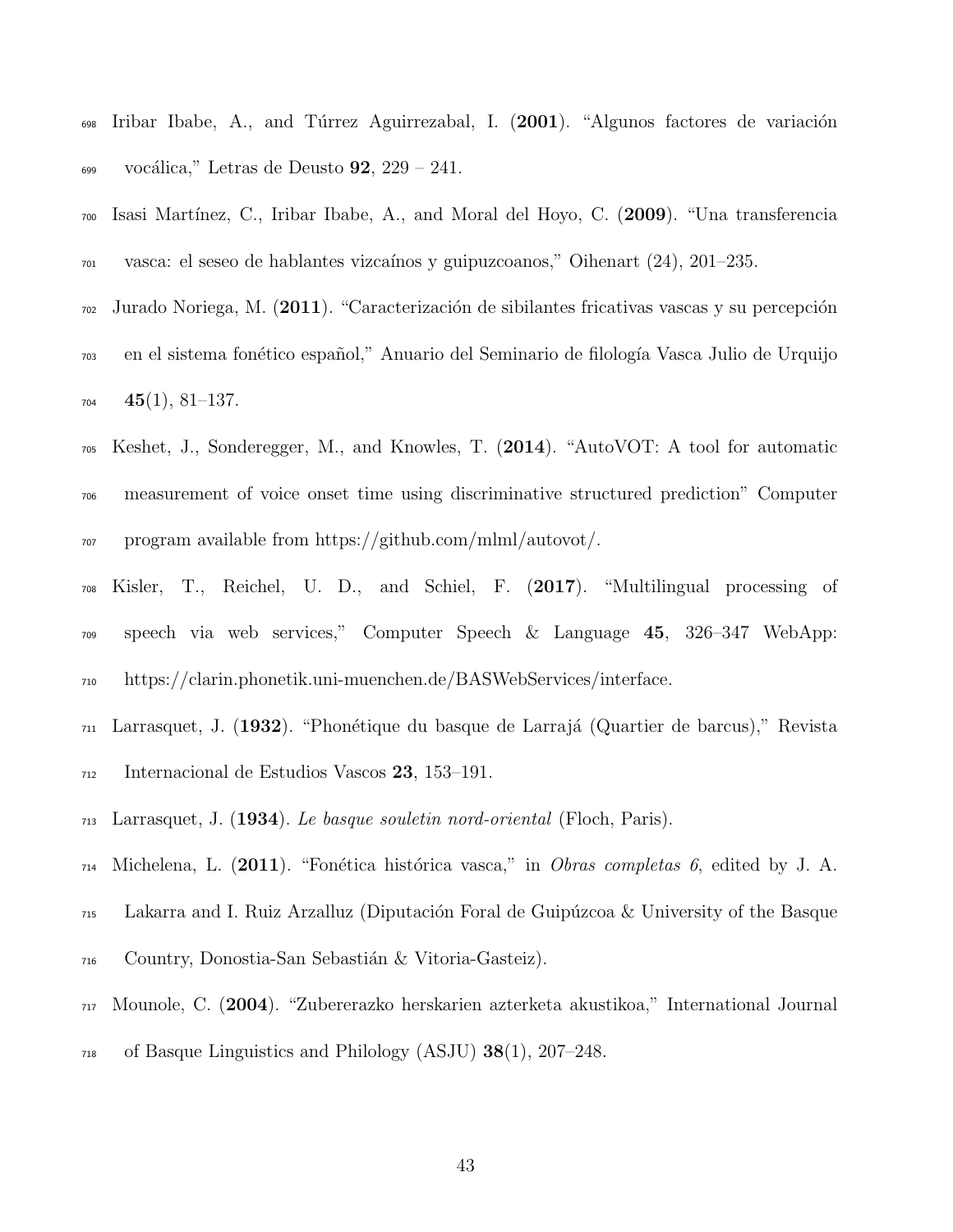Iribar Ibabe, A., and Túrrez Aguirrezabal, I. (**2001**). "Algunos factores de variación vocálica," Letras de Deusto **92**, 229 – 241.

Isasi Martínez, C., Iribar Ibabe, A., and Moral del Hoyo, C. (**2009**). "Una transferencia vasca: el seseo de hablantes vizcaínos y guipuzcoanos," Oihenart (24), 201–235.

Jurado Noriega, M. (**2011**). "Caracterización de sibilantes fricativas vascas y su percepción en el sistema fonético español," Anuario del Seminario de filología Vasca Julio de Urquijo **45**(1), 81–137.

Keshet, J., Sonderegger, M., and Knowles, T. (**2014**). "AutoVOT: A tool for automatic measurement of voice onset time using discriminative structured prediction" Computer program available from https://github.com/mlml/autovot/.

Kisler, T., Reichel, U. D., and Schiel, F. (**2017**). "Multilingual processing of speech via web services," Computer Speech & Language **45**, 326–347 WebApp: https://clarin.phonetik.uni-muenchen.de/BASWebServices/interface.

Larrasquet, J. (**1932**). "Phonétique du basque de Larrajá (Quartier de barcus)," Revista Internacional de Estudios Vascos **23**, 153–191.

Larrasquet, J. (**1934**). *Le basque souletin nord-oriental* (Floch, Paris).

Michelena, L. (**2011**). "Fonética histórica vasca," in *Obras completas 6*, edited by J. A. Lakarra and I. Ruiz Arzalluz (Diputación Foral de Guipúzcoa & University of the Basque Country, Donostia-San Sebastián & Vitoria-Gasteiz).

Mounole, C. (**2004**). "Zubererazko herskarien azterketa akustikoa," International Journal of Basque Linguistics and Philology (ASJU) **38**(1), 207–248.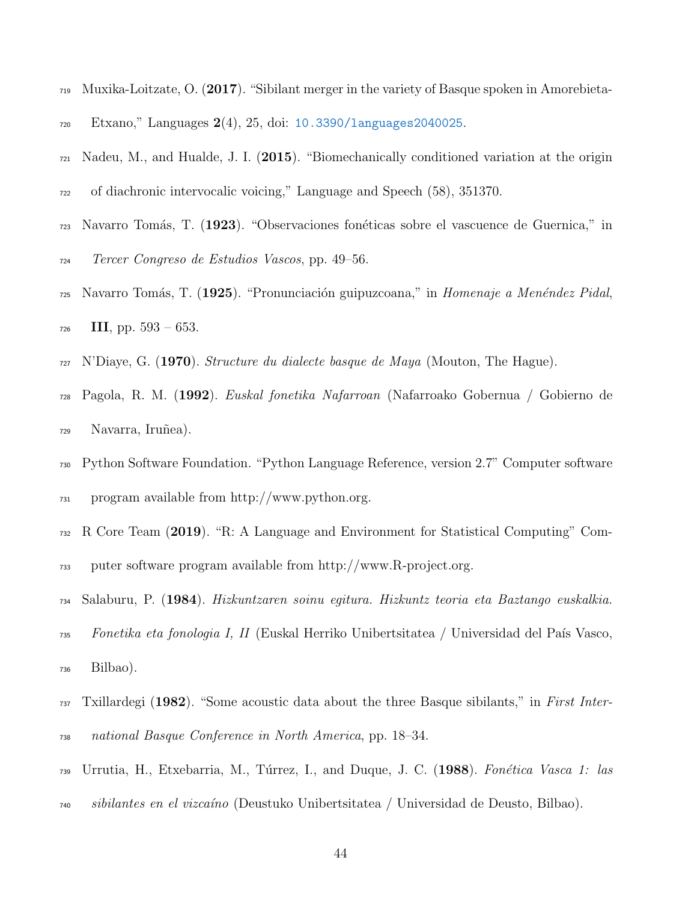Muxika-Loitzate, O. (**2017**). "Sibilant merger in the variety of Basque spoken in Amorebieta-Etxano," Languages **2**(4), 25, doi: 10.3390/languages2040025.

Nadeu, M., and Hualde, J. I. (**2015**). "Biomechanically conditioned variation at the origin of diachronic intervocalic voicing," Language and Speech (58), 351370.

Navarro Tomás, T. (**1923**). "Observaciones fonéticas sobre el vascuence de Guernica," in *Tercer Congreso de Estudios Vascos*, pp. 49–56.

Navarro Tomás, T. (**1925**). "Pronunciación guipuzcoana," in *Homenaje a Menéndez Pidal*, **III**, pp. 593 – 653.

N'Diaye, G. (**1970**). *Structure du dialecte basque de Maya* (Mouton, The Hague).

Pagola, R. M. (**1992**). *Euskal fonetika Nafarroan* (Nafarroako Gobernua / Gobierno de Navarra, Iruñea).

Python Software Foundation. "Python Language Reference, version 2.7" Computer software program available from http://www.python.org.

R Core Team (**2019**). "R: A Language and Environment for Statistical Computing" Computer software program available from http://www.R-project.org.

Salaburu, P. (**1984**). *Hizkuntzaren soinu egitura. Hizkuntz teoria eta Baztango euskalkia. Fonetika eta fonologia I, II* (Euskal Herriko Unibertsitatea / Universidad del País Vasco, Bilbao).

Txillardegi (**1982**). "Some acoustic data about the three Basque sibilants," in *First International Basque Conference in North America*, pp. 18–34.

Urrutia, H., Etxebarria, M., Túrrez, I., and Duque, J. C. (**1988**). *Fonética Vasca 1: las sibilantes en el vizcaíno* (Deustuko Unibertsitatea / Universidad de Deusto, Bilbao).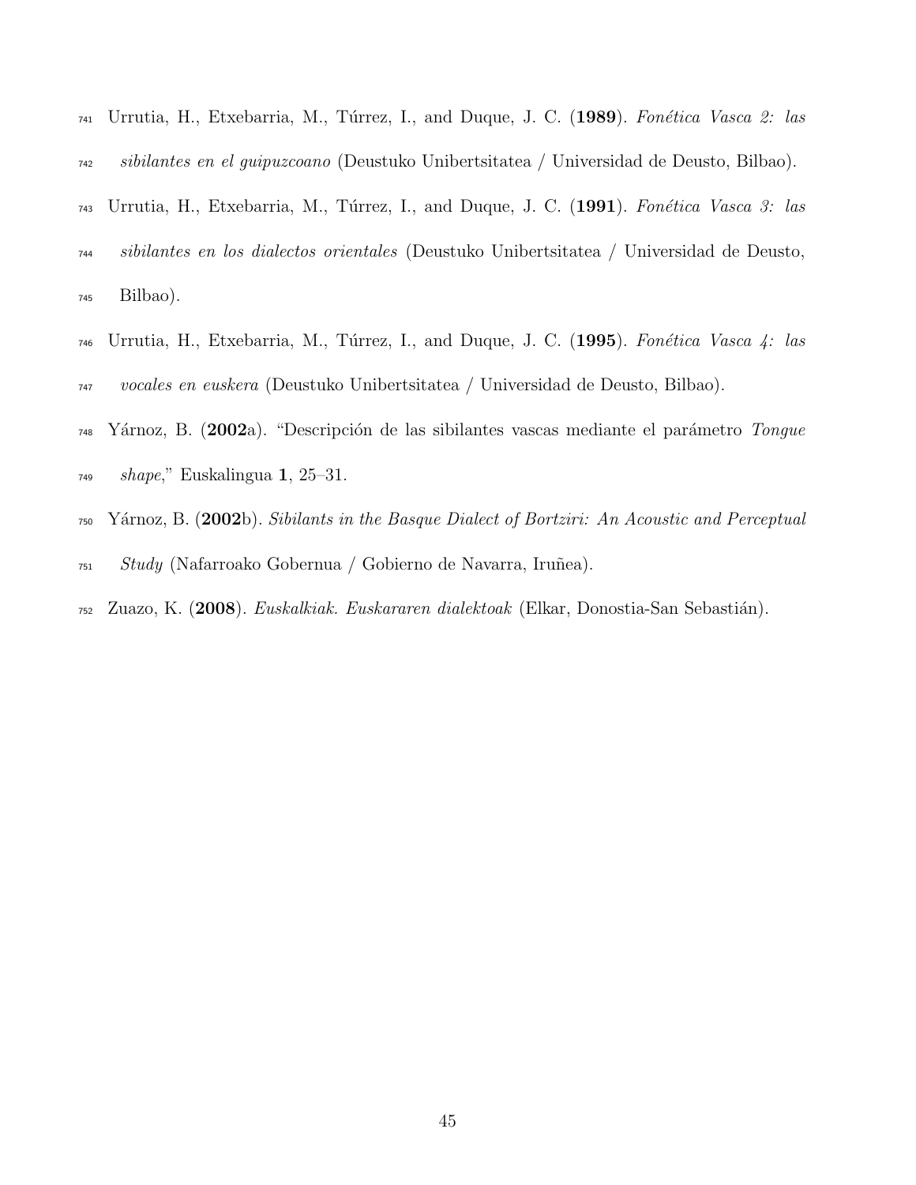Urrutia, H., Etxebarria, M., Túrrez, I., and Duque, J. C. (**1989**). *Fonética Vasca 2: las sibilantes en el guipuzcoano* (Deustuko Unibertsitatea / Universidad de Deusto, Bilbao).

Urrutia, H., Etxebarria, M., Túrrez, I., and Duque, J. C. (**1991**). *Fonética Vasca 3: las sibilantes en los dialectos orientales* (Deustuko Unibertsitatea / Universidad de Deusto, Bilbao).

Urrutia, H., Etxebarria, M., Túrrez, I., and Duque, J. C. (**1995**). *Fonética Vasca 4: las vocales en euskera* (Deustuko Unibertsitatea / Universidad de Deusto, Bilbao).

Yárnoz, B. (**2002**a). "Descripción de las sibilantes vascas mediante el parámetro *Tongue shape*," Euskalingua **1**, 25–31.

Yárnoz, B. (**2002**b). *Sibilants in the Basque Dialect of Bortziri: An Acoustic and Perceptual Study* (Nafarroako Gobernua / Gobierno de Navarra, Iruñea).

Zuazo, K. (**2008**). *Euskalkiak. Euskararen dialektoak* (Elkar, Donostia-San Sebastián).